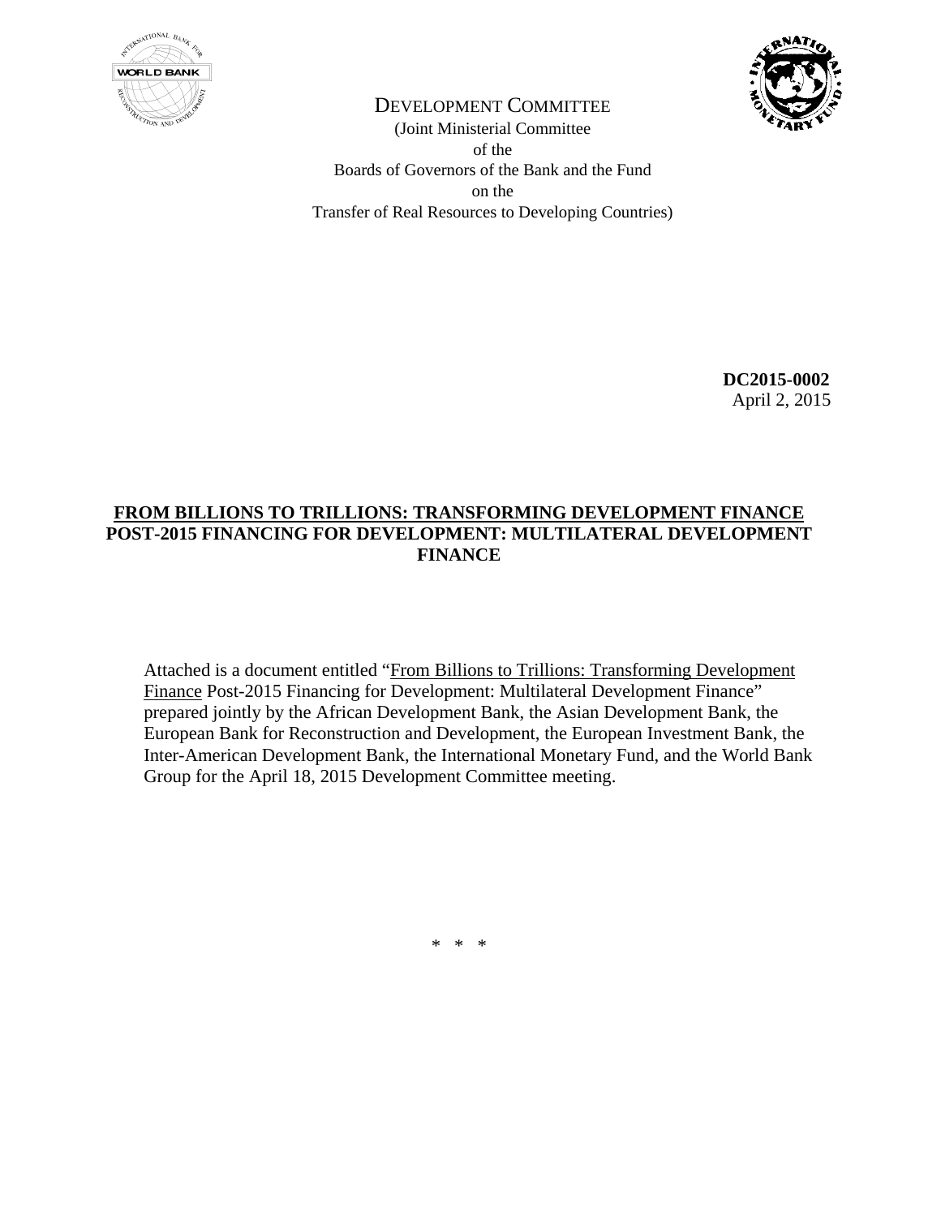DEVELOPMENT COMMITTEE

(Joint Ministerial Committee
of the
Boards of Governors of the Bank and the Fund
on the
Transfer of Real Resources to Developing Countries)

**DC2015-0002**
April 2, 2015

# FROM BILLIONS TO TRILLIONS: TRANSFORMING DEVELOPMENT FINANCE POST-2015 FINANCING FOR DEVELOPMENT: MULTILATERAL DEVELOPMENT FINANCE

Attached is a document entitled "From Billions to Trillions: Transforming Development Finance Post-2015 Financing for Development: Multilateral Development Finance" prepared jointly by the African Development Bank, the Asian Development Bank, the European Bank for Reconstruction and Development, the European Investment Bank, the Inter-American Development Bank, the International Monetary Fund, and the World Bank Group for the April 18, 2015 Development Committee meeting.

\* \* \*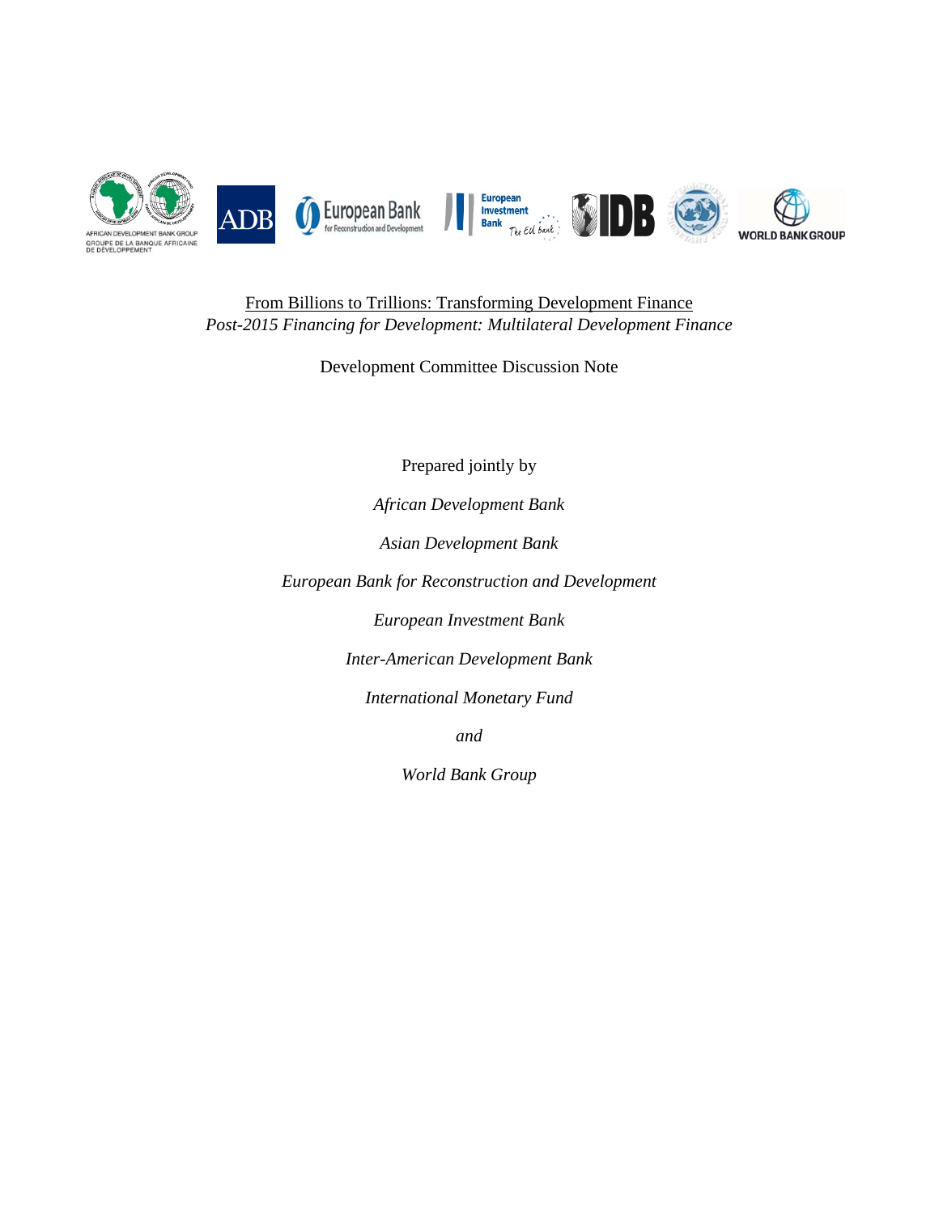From Billions to Trillions: Transforming Development Finance

*Post-2015 Financing for Development: Multilateral Development Finance*

Development Committee Discussion Note

Prepared jointly by

*African Development Bank*

*Asian Development Bank*

*European Bank for Reconstruction and Development*

*European Investment Bank*

*Inter-American Development Bank*

*International Monetary Fund*

*and*

*World Bank Group*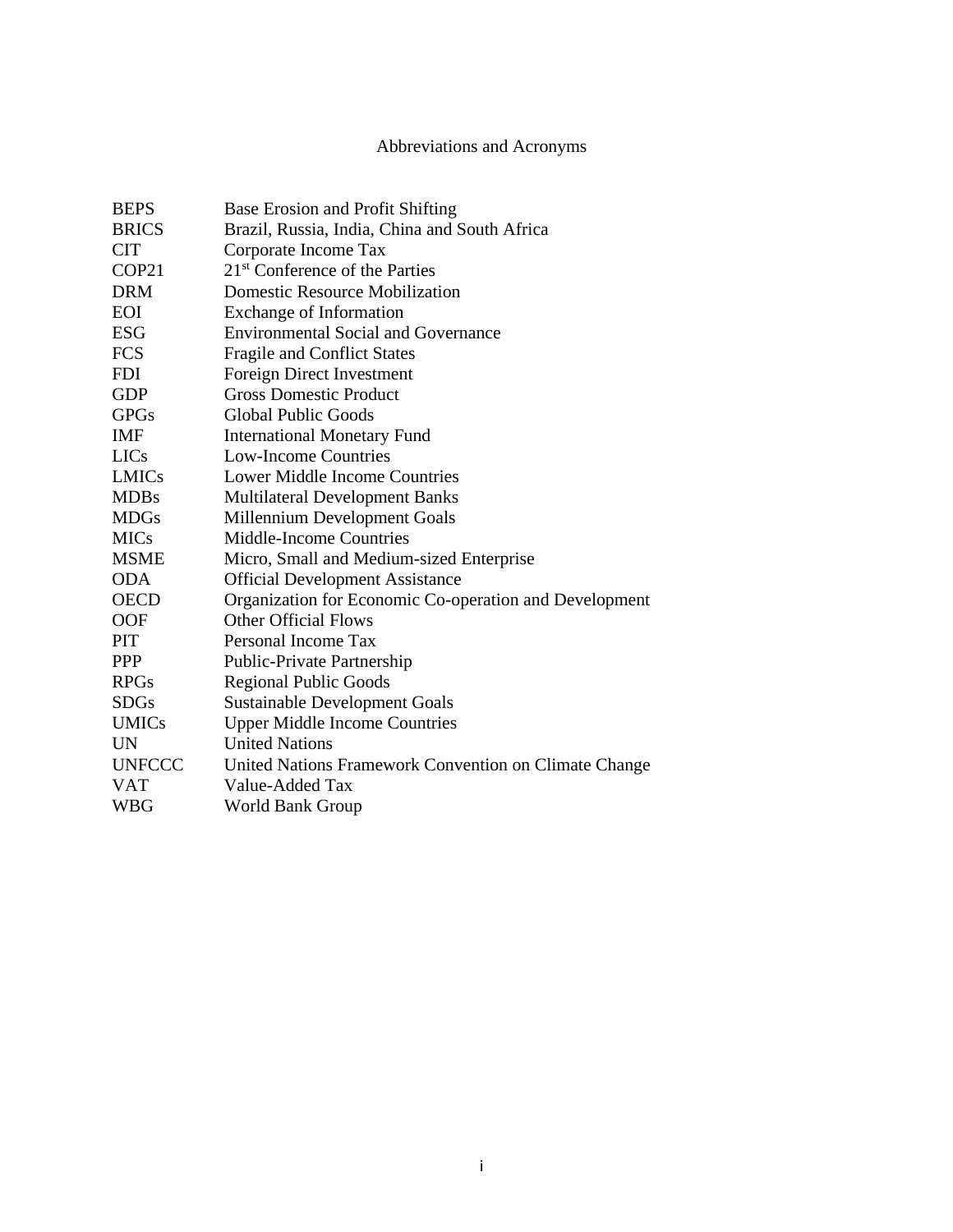# Abbreviations and Acronyms

| | |
|---|---|
| BEPS | Base Erosion and Profit Shifting |
| BRICS | Brazil, Russia, India, China and South Africa |
| CIT | Corporate Income Tax |
| COP21 | 21st Conference of the Parties |
| DRM | Domestic Resource Mobilization |
| EOI | Exchange of Information |
| ESG | Environmental Social and Governance |
| FCS | Fragile and Conflict States |
| FDI | Foreign Direct Investment |
| GDP | Gross Domestic Product |
| GPGs | Global Public Goods |
| IMF | International Monetary Fund |
| LICs | Low-Income Countries |
| LMICs | Lower Middle Income Countries |
| MDBs | Multilateral Development Banks |
| MDGs | Millennium Development Goals |
| MICs | Middle-Income Countries |
| MSME | Micro, Small and Medium-sized Enterprise |
| ODA | Official Development Assistance |
| OECD | Organization for Economic Co-operation and Development |
| OOF | Other Official Flows |
| PIT | Personal Income Tax |
| PPP | Public-Private Partnership |
| RPGs | Regional Public Goods |
| SDGs | Sustainable Development Goals |
| UMICs | Upper Middle Income Countries |
| UN | United Nations |
| UNFCCC | United Nations Framework Convention on Climate Change |
| VAT | Value-Added Tax |
| WBG | World Bank Group |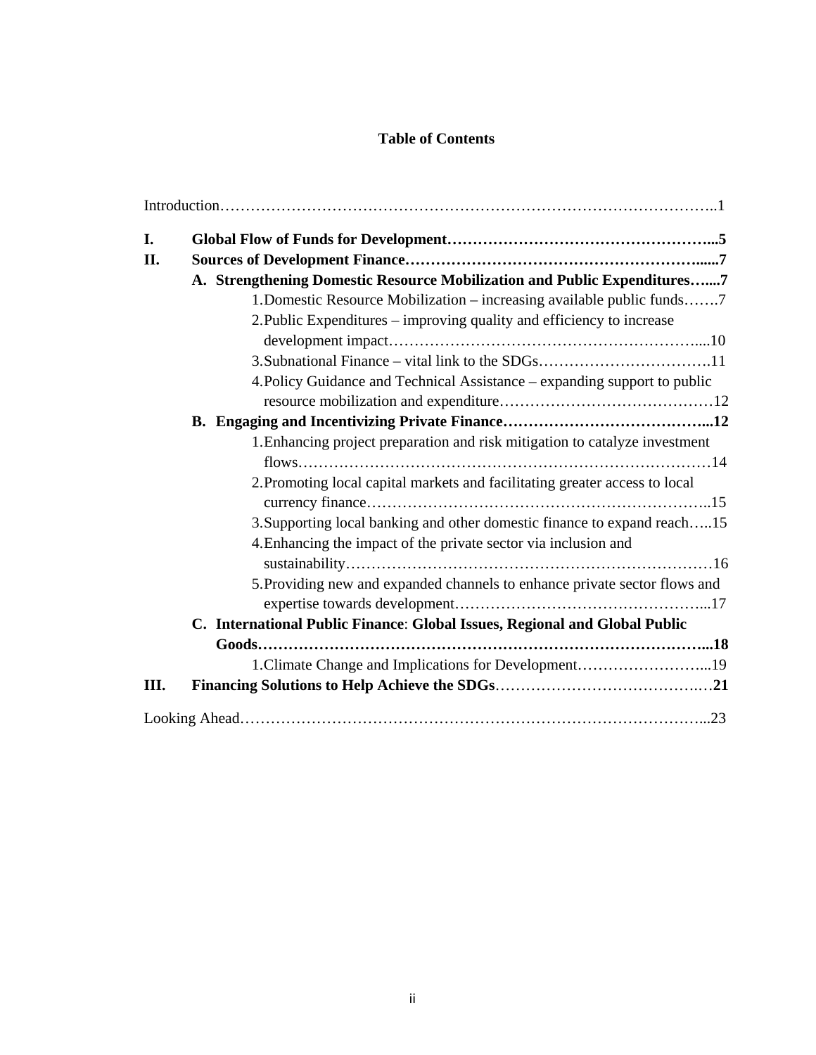**Table of Contents**

Introduction……………………………………………………………………………………..1

**I. Global Flow of Funds for Development……………………………………………...5**

**II. Sources of Development Finance…………………………………………………......7**

**A. Strengthening Domestic Resource Mobilization and Public Expenditures…....7**

1. Domestic Resource Mobilization – increasing available public funds…….7
2. Public Expenditures – improving quality and efficiency to increase development impact……………………………………………………....10
3. Subnational Finance – vital link to the SDGs…………………………….11
4. Policy Guidance and Technical Assistance – expanding support to public resource mobilization and expenditure……………………………………12

**B. Engaging and Incentivizing Private Finance…………………………………...12**

1. Enhancing project preparation and risk mitigation to catalyze investment flows……………………………………………………………………14
2. Promoting local capital markets and facilitating greater access to local currency finance……………………………………………………………..15
3. Supporting local banking and other domestic finance to expand reach…..15
4. Enhancing the impact of the private sector via inclusion and sustainability………………………………………………………………16
5. Providing new and expanded channels to enhance private sector flows and expertise towards development…………………………………………...17

**C. International Public Finance: Global Issues, Regional and Global Public Goods…………………………………………………………………………...18**

1. Climate Change and Implications for Development……………………...19

**III. Financing Solutions to Help Achieve the SDGs……………………………………21**

Looking Ahead……………………………………………………………………………...23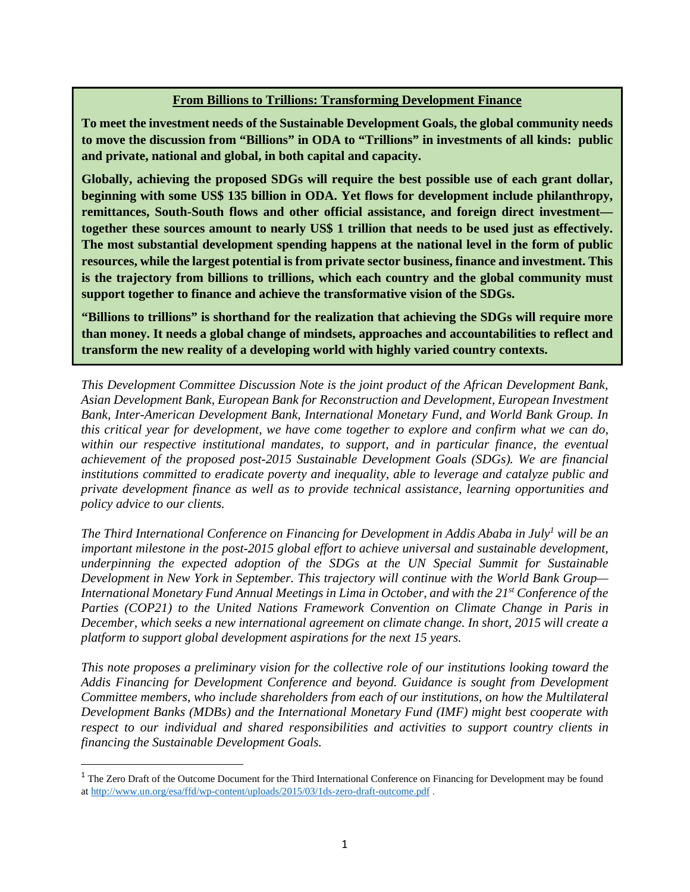**From Billions to Trillions: Transforming Development Finance**

**To meet the investment needs of the Sustainable Development Goals, the global community needs to move the discussion from "Billions" in ODA to "Trillions" in investments of all kinds: public and private, national and global, in both capital and capacity.**

**Globally, achieving the proposed SDGs will require the best possible use of each grant dollar, beginning with some US$ 135 billion in ODA. Yet flows for development include philanthropy, remittances, South-South flows and other official assistance, and foreign direct investment—together these sources amount to nearly US$ 1 trillion that needs to be used just as effectively. The most substantial development spending happens at the national level in the form of public resources, while the largest potential is from private sector business, finance and investment. This is the trajectory from billions to trillions, which each country and the global community must support together to finance and achieve the transformative vision of the SDGs.**

**"Billions to trillions" is shorthand for the realization that achieving the SDGs will require more than money. It needs a global change of mindsets, approaches and accountabilities to reflect and transform the new reality of a developing world with highly varied country contexts.**

*This Development Committee Discussion Note is the joint product of the African Development Bank, Asian Development Bank, European Bank for Reconstruction and Development, European Investment Bank, Inter-American Development Bank, International Monetary Fund, and World Bank Group. In this critical year for development, we have come together to explore and confirm what we can do, within our respective institutional mandates, to support, and in particular finance, the eventual achievement of the proposed post-2015 Sustainable Development Goals (SDGs). We are financial institutions committed to eradicate poverty and inequality, able to leverage and catalyze public and private development finance as well as to provide technical assistance, learning opportunities and policy advice to our clients.*

*The Third International Conference on Financing for Development in Addis Ababa in July[1] will be an important milestone in the post-2015 global effort to achieve universal and sustainable development, underpinning the expected adoption of the SDGs at the UN Special Summit for Sustainable Development in New York in September. This trajectory will continue with the World Bank Group—International Monetary Fund Annual Meetings in Lima in October, and with the 21st Conference of the Parties (COP21) to the United Nations Framework Convention on Climate Change in Paris in December, which seeks a new international agreement on climate change. In short, 2015 will create a platform to support global development aspirations for the next 15 years.*

*This note proposes a preliminary vision for the collective role of our institutions looking toward the Addis Financing for Development Conference and beyond. Guidance is sought from Development Committee members, who include shareholders from each of our institutions, on how the Multilateral Development Banks (MDBs) and the International Monetary Fund (IMF) might best cooperate with respect to our individual and shared responsibilities and activities to support country clients in financing the Sustainable Development Goals.*

---

[1] The Zero Draft of the Outcome Document for the Third International Conference on Financing for Development may be found at http://www.un.org/esa/ffd/wp-content/uploads/2015/03/1ds-zero-draft-outcome.pdf .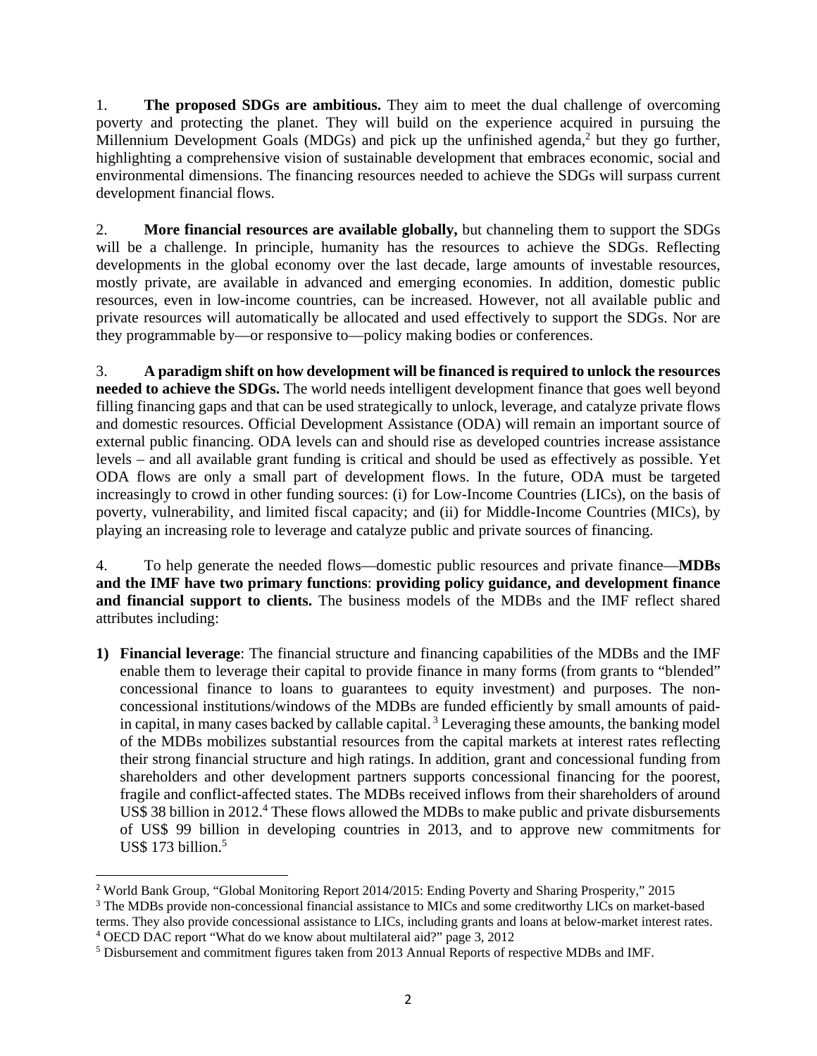1. **The proposed SDGs are ambitious.** They aim to meet the dual challenge of overcoming poverty and protecting the planet. They will build on the experience acquired in pursuing the Millennium Development Goals (MDGs) and pick up the unfinished agenda,[2] but they go further, highlighting a comprehensive vision of sustainable development that embraces economic, social and environmental dimensions. The financing resources needed to achieve the SDGs will surpass current development financial flows.

2. **More financial resources are available globally,** but channeling them to support the SDGs will be a challenge. In principle, humanity has the resources to achieve the SDGs. Reflecting developments in the global economy over the last decade, large amounts of investable resources, mostly private, are available in advanced and emerging economies. In addition, domestic public resources, even in low-income countries, can be increased. However, not all available public and private resources will automatically be allocated and used effectively to support the SDGs. Nor are they programmable by—or responsive to—policy making bodies or conferences.

3. **A paradigm shift on how development will be financed is required to unlock the resources needed to achieve the SDGs.** The world needs intelligent development finance that goes well beyond filling financing gaps and that can be used strategically to unlock, leverage, and catalyze private flows and domestic resources. Official Development Assistance (ODA) will remain an important source of external public financing. ODA levels can and should rise as developed countries increase assistance levels – and all available grant funding is critical and should be used as effectively as possible. Yet ODA flows are only a small part of development flows. In the future, ODA must be targeted increasingly to crowd in other funding sources: (i) for Low-Income Countries (LICs), on the basis of poverty, vulnerability, and limited fiscal capacity; and (ii) for Middle-Income Countries (MICs), by playing an increasing role to leverage and catalyze public and private sources of financing.

4. To help generate the needed flows—domestic public resources and private finance—**MDBs and the IMF have two primary functions**: **providing policy guidance, and development finance and financial support to clients.** The business models of the MDBs and the IMF reflect shared attributes including:

1) **Financial leverage**: The financial structure and financing capabilities of the MDBs and the IMF enable them to leverage their capital to provide finance in many forms (from grants to "blended" concessional finance to loans to guarantees to equity investment) and purposes. The non-concessional institutions/windows of the MDBs are funded efficiently by small amounts of paid-in capital, in many cases backed by callable capital.[3] Leveraging these amounts, the banking model of the MDBs mobilizes substantial resources from the capital markets at interest rates reflecting their strong financial structure and high ratings. In addition, grant and concessional funding from shareholders and other development partners supports concessional financing for the poorest, fragile and conflict-affected states. The MDBs received inflows from their shareholders of around US$ 38 billion in 2012.[4] These flows allowed the MDBs to make public and private disbursements of US$ 99 billion in developing countries in 2013, and to approve new commitments for US$ 173 billion.[5]

---

[2] World Bank Group, "Global Monitoring Report 2014/2015: Ending Poverty and Sharing Prosperity," 2015

[3] The MDBs provide non-concessional financial assistance to MICs and some creditworthy LICs on market-based terms. They also provide concessional assistance to LICs, including grants and loans at below-market interest rates.

[4] OECD DAC report "What do we know about multilateral aid?" page 3, 2012

[5] Disbursement and commitment figures taken from 2013 Annual Reports of respective MDBs and IMF.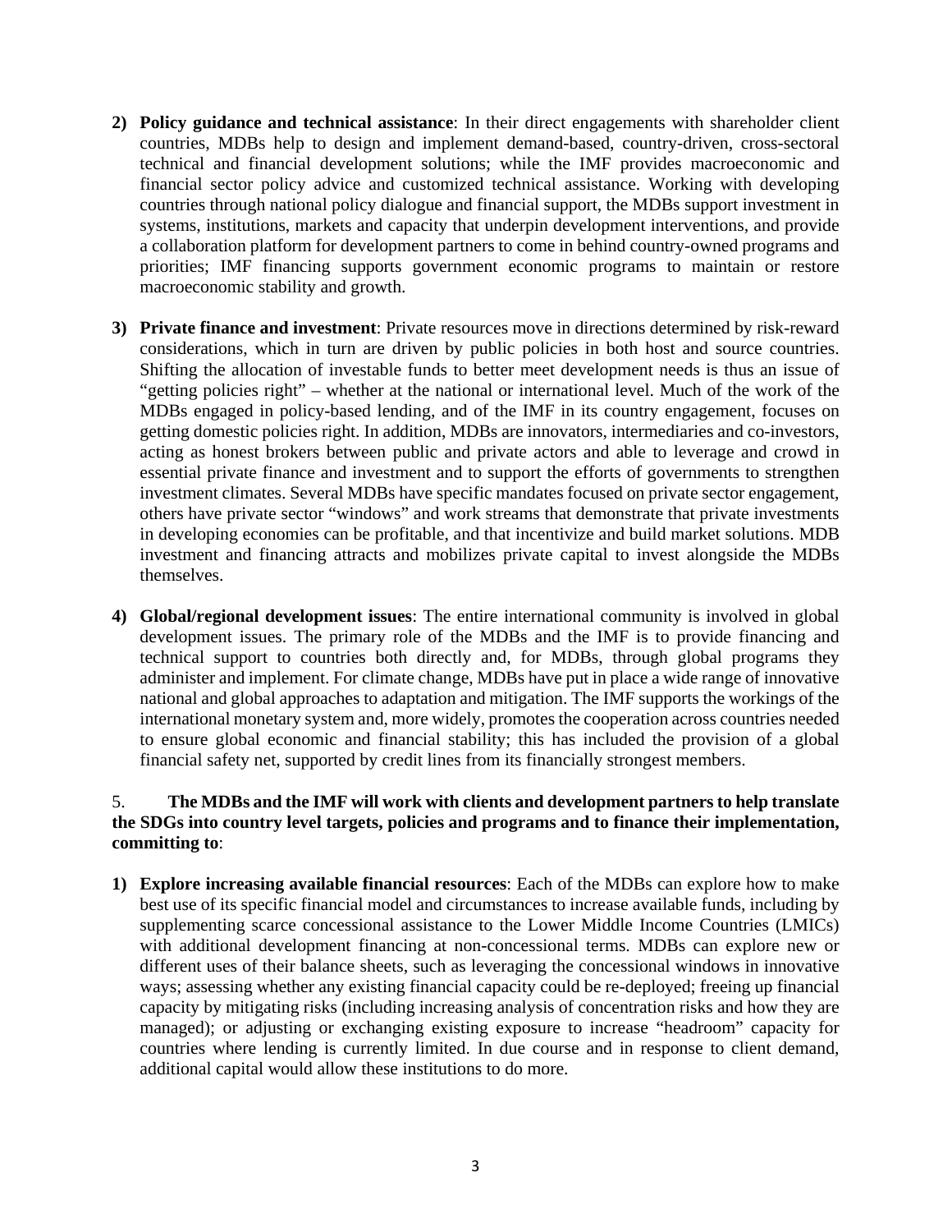2) **Policy guidance and technical assistance**: In their direct engagements with shareholder client countries, MDBs help to design and implement demand-based, country-driven, cross-sectoral technical and financial development solutions; while the IMF provides macroeconomic and financial sector policy advice and customized technical assistance. Working with developing countries through national policy dialogue and financial support, the MDBs support investment in systems, institutions, markets and capacity that underpin development interventions, and provide a collaboration platform for development partners to come in behind country-owned programs and priorities; IMF financing supports government economic programs to maintain or restore macroeconomic stability and growth.

3) **Private finance and investment**: Private resources move in directions determined by risk-reward considerations, which in turn are driven by public policies in both host and source countries. Shifting the allocation of investable funds to better meet development needs is thus an issue of "getting policies right" – whether at the national or international level. Much of the work of the MDBs engaged in policy-based lending, and of the IMF in its country engagement, focuses on getting domestic policies right. In addition, MDBs are innovators, intermediaries and co-investors, acting as honest brokers between public and private actors and able to leverage and crowd in essential private finance and investment and to support the efforts of governments to strengthen investment climates. Several MDBs have specific mandates focused on private sector engagement, others have private sector "windows" and work streams that demonstrate that private investments in developing economies can be profitable, and that incentivize and build market solutions. MDB investment and financing attracts and mobilizes private capital to invest alongside the MDBs themselves.

4) **Global/regional development issues**: The entire international community is involved in global development issues. The primary role of the MDBs and the IMF is to provide financing and technical support to countries both directly and, for MDBs, through global programs they administer and implement. For climate change, MDBs have put in place a wide range of innovative national and global approaches to adaptation and mitigation. The IMF supports the workings of the international monetary system and, more widely, promotes the cooperation across countries needed to ensure global economic and financial stability; this has included the provision of a global financial safety net, supported by credit lines from its financially strongest members.

5. **The MDBs and the IMF will work with clients and development partners to help translate the SDGs into country level targets, policies and programs and to finance their implementation, committing to**:

1) **Explore increasing available financial resources**: Each of the MDBs can explore how to make best use of its specific financial model and circumstances to increase available funds, including by supplementing scarce concessional assistance to the Lower Middle Income Countries (LMICs) with additional development financing at non-concessional terms. MDBs can explore new or different uses of their balance sheets, such as leveraging the concessional windows in innovative ways; assessing whether any existing financial capacity could be re-deployed; freeing up financial capacity by mitigating risks (including increasing analysis of concentration risks and how they are managed); or adjusting or exchanging existing exposure to increase "headroom" capacity for countries where lending is currently limited. In due course and in response to client demand, additional capital would allow these institutions to do more.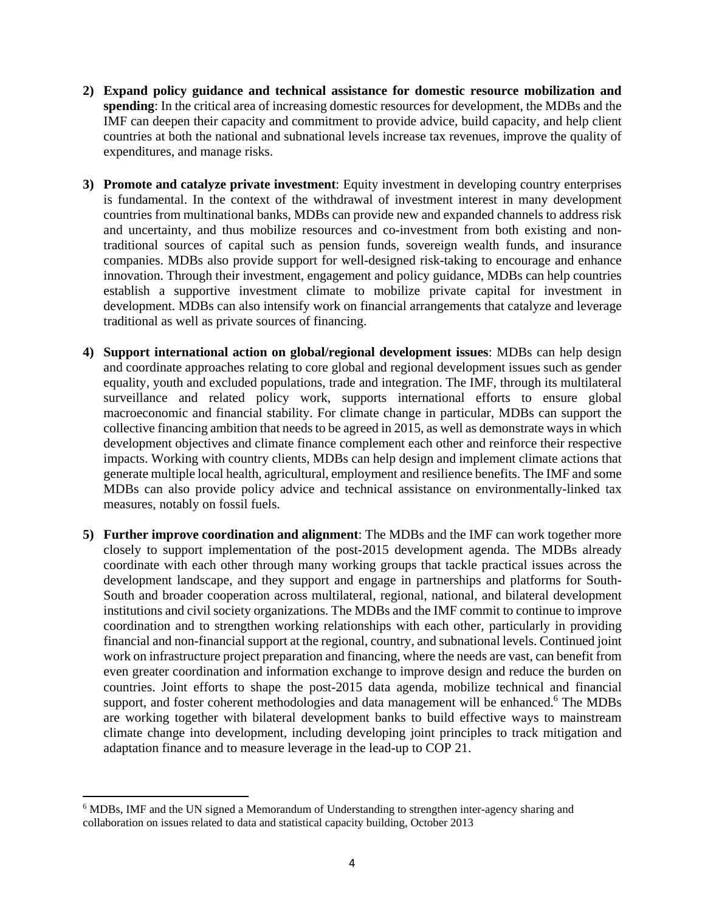2) **Expand policy guidance and technical assistance for domestic resource mobilization and spending**: In the critical area of increasing domestic resources for development, the MDBs and the IMF can deepen their capacity and commitment to provide advice, build capacity, and help client countries at both the national and subnational levels increase tax revenues, improve the quality of expenditures, and manage risks.

3) **Promote and catalyze private investment**: Equity investment in developing country enterprises is fundamental. In the context of the withdrawal of investment interest in many development countries from multinational banks, MDBs can provide new and expanded channels to address risk and uncertainty, and thus mobilize resources and co-investment from both existing and non-traditional sources of capital such as pension funds, sovereign wealth funds, and insurance companies. MDBs also provide support for well-designed risk-taking to encourage and enhance innovation. Through their investment, engagement and policy guidance, MDBs can help countries establish a supportive investment climate to mobilize private capital for investment in development. MDBs can also intensify work on financial arrangements that catalyze and leverage traditional as well as private sources of financing.

4) **Support international action on global/regional development issues**: MDBs can help design and coordinate approaches relating to core global and regional development issues such as gender equality, youth and excluded populations, trade and integration. The IMF, through its multilateral surveillance and related policy work, supports international efforts to ensure global macroeconomic and financial stability. For climate change in particular, MDBs can support the collective financing ambition that needs to be agreed in 2015, as well as demonstrate ways in which development objectives and climate finance complement each other and reinforce their respective impacts. Working with country clients, MDBs can help design and implement climate actions that generate multiple local health, agricultural, employment and resilience benefits. The IMF and some MDBs can also provide policy advice and technical assistance on environmentally-linked tax measures, notably on fossil fuels.

5) **Further improve coordination and alignment**: The MDBs and the IMF can work together more closely to support implementation of the post-2015 development agenda. The MDBs already coordinate with each other through many working groups that tackle practical issues across the development landscape, and they support and engage in partnerships and platforms for South-South and broader cooperation across multilateral, regional, national, and bilateral development institutions and civil society organizations. The MDBs and the IMF commit to continue to improve coordination and to strengthen working relationships with each other, particularly in providing financial and non-financial support at the regional, country, and subnational levels. Continued joint work on infrastructure project preparation and financing, where the needs are vast, can benefit from even greater coordination and information exchange to improve design and reduce the burden on countries. Joint efforts to shape the post-2015 data agenda, mobilize technical and financial support, and foster coherent methodologies and data management will be enhanced.[6] The MDBs are working together with bilateral development banks to build effective ways to mainstream climate change into development, including developing joint principles to track mitigation and adaptation finance and to measure leverage in the lead-up to COP 21.

---

[6] MDBs, IMF and the UN signed a Memorandum of Understanding to strengthen inter-agency sharing and collaboration on issues related to data and statistical capacity building, October 2013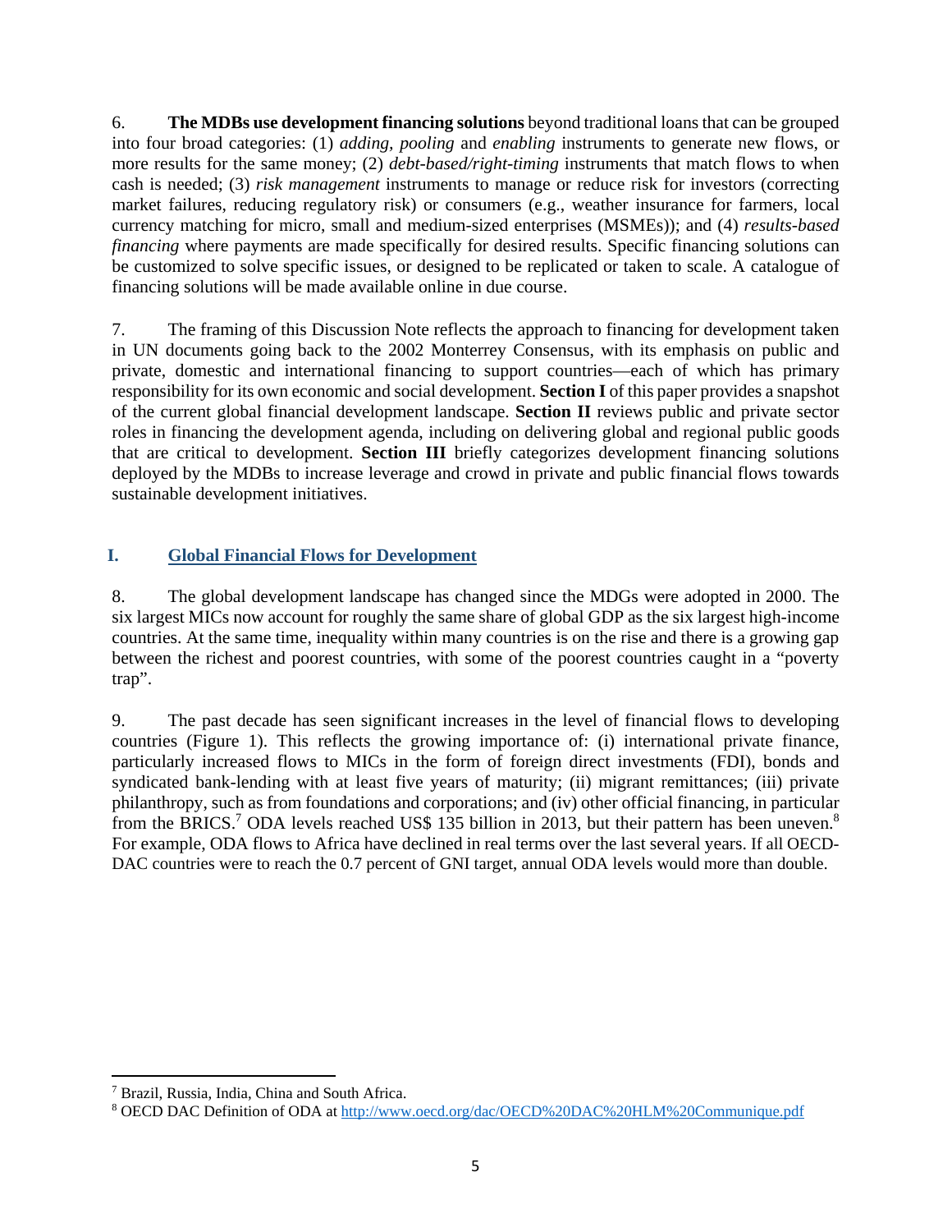6. **The MDBs use development financing solutions** beyond traditional loans that can be grouped into four broad categories: (1) *adding, pooling* and *enabling* instruments to generate new flows, or more results for the same money; (2) *debt-based/right-timing* instruments that match flows to when cash is needed; (3) *risk management* instruments to manage or reduce risk for investors (correcting market failures, reducing regulatory risk) or consumers (e.g., weather insurance for farmers, local currency matching for micro, small and medium-sized enterprises (MSMEs)); and (4) *results-based financing* where payments are made specifically for desired results. Specific financing solutions can be customized to solve specific issues, or designed to be replicated or taken to scale. A catalogue of financing solutions will be made available online in due course.

7. The framing of this Discussion Note reflects the approach to financing for development taken in UN documents going back to the 2002 Monterrey Consensus, with its emphasis on public and private, domestic and international financing to support countries—each of which has primary responsibility for its own economic and social development. **Section I** of this paper provides a snapshot of the current global financial development landscape. **Section II** reviews public and private sector roles in financing the development agenda, including on delivering global and regional public goods that are critical to development. **Section III** briefly categorizes development financing solutions deployed by the MDBs to increase leverage and crowd in private and public financial flows towards sustainable development initiatives.

## I. Global Financial Flows for Development

8. The global development landscape has changed since the MDGs were adopted in 2000. The six largest MICs now account for roughly the same share of global GDP as the six largest high-income countries. At the same time, inequality within many countries is on the rise and there is a growing gap between the richest and poorest countries, with some of the poorest countries caught in a "poverty trap".

9. The past decade has seen significant increases in the level of financial flows to developing countries (Figure 1). This reflects the growing importance of: (i) international private finance, particularly increased flows to MICs in the form of foreign direct investments (FDI), bonds and syndicated bank-lending with at least five years of maturity; (ii) migrant remittances; (iii) private philanthropy, such as from foundations and corporations; and (iv) other official financing, in particular from the BRICS.[7] ODA levels reached US$ 135 billion in 2013, but their pattern has been uneven.[8] For example, ODA flows to Africa have declined in real terms over the last several years. If all OECD-DAC countries were to reach the 0.7 percent of GNI target, annual ODA levels would more than double.

---

[7] Brazil, Russia, India, China and South Africa.

[8] OECD DAC Definition of ODA at http://www.oecd.org/dac/OECD%20DAC%20HLM%20Communique.pdf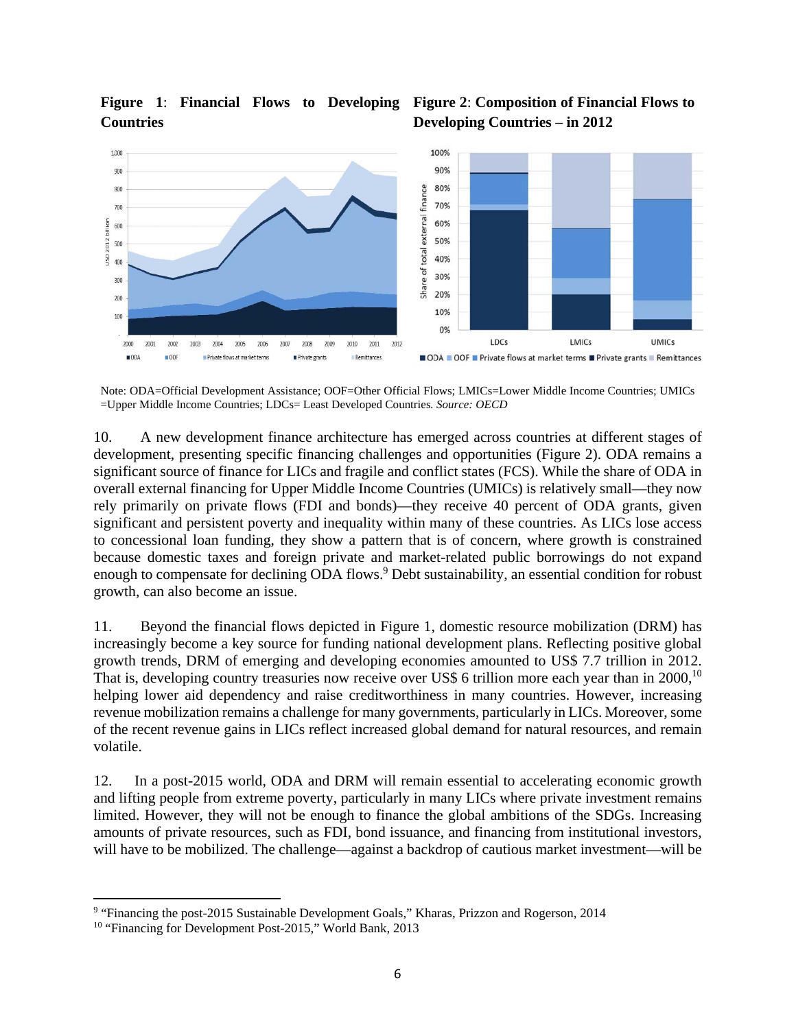**Figure 1**: **Financial Flows to Developing Countries**

**Figure 2**: **Composition of Financial Flows to Developing Countries – in 2012**

Note: ODA=Official Development Assistance; OOF=Other Official Flows; LMICs=Lower Middle Income Countries; UMICs =Upper Middle Income Countries; LDCs= Least Developed Countries. *Source: OECD*

10. A new development finance architecture has emerged across countries at different stages of development, presenting specific financing challenges and opportunities (Figure 2). ODA remains a significant source of finance for LICs and fragile and conflict states (FCS). While the share of ODA in overall external financing for Upper Middle Income Countries (UMICs) is relatively small—they now rely primarily on private flows (FDI and bonds)—they receive 40 percent of ODA grants, given significant and persistent poverty and inequality within many of these countries. As LICs lose access to concessional loan funding, they show a pattern that is of concern, where growth is constrained because domestic taxes and foreign private and market-related public borrowings do not expand enough to compensate for declining ODA flows.[9] Debt sustainability, an essential condition for robust growth, can also become an issue.

11. Beyond the financial flows depicted in Figure 1, domestic resource mobilization (DRM) has increasingly become a key source for funding national development plans. Reflecting positive global growth trends, DRM of emerging and developing economies amounted to US$ 7.7 trillion in 2012. That is, developing country treasuries now receive over US$ 6 trillion more each year than in 2000,[10] helping lower aid dependency and raise creditworthiness in many countries. However, increasing revenue mobilization remains a challenge for many governments, particularly in LICs. Moreover, some of the recent revenue gains in LICs reflect increased global demand for natural resources, and remain volatile.

12. In a post-2015 world, ODA and DRM will remain essential to accelerating economic growth and lifting people from extreme poverty, particularly in many LICs where private investment remains limited. However, they will not be enough to finance the global ambitions of the SDGs. Increasing amounts of private resources, such as FDI, bond issuance, and financing from institutional investors, will have to be mobilized. The challenge—against a backdrop of cautious market investment—will be

[9] "Financing the post-2015 Sustainable Development Goals," Kharas, Prizzon and Rogerson, 2014

[10] "Financing for Development Post-2015," World Bank, 2013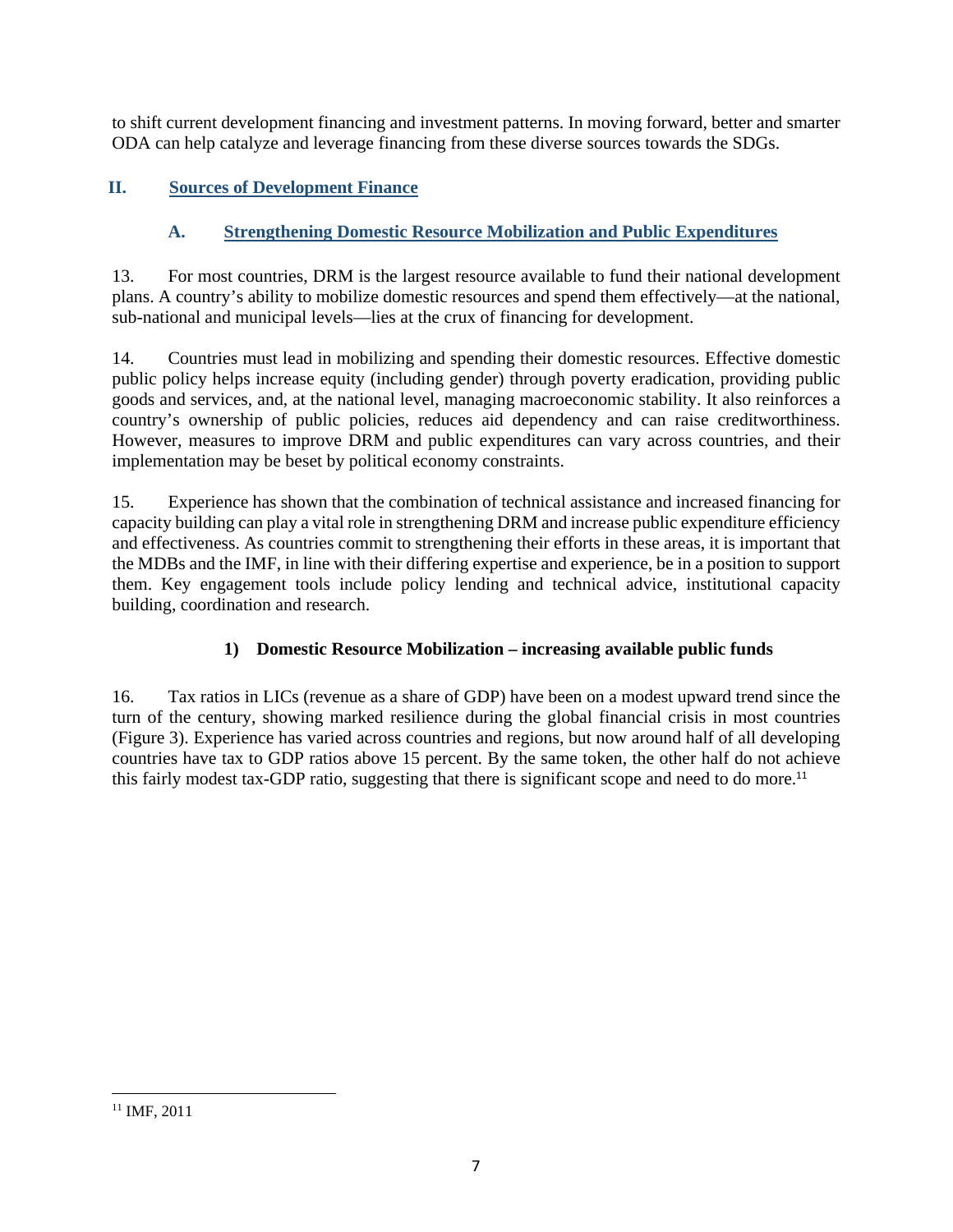to shift current development financing and investment patterns. In moving forward, better and smarter ODA can help catalyze and leverage financing from these diverse sources towards the SDGs.

## II. Sources of Development Finance

### A. Strengthening Domestic Resource Mobilization and Public Expenditures

13. For most countries, DRM is the largest resource available to fund their national development plans. A country's ability to mobilize domestic resources and spend them effectively—at the national, sub-national and municipal levels—lies at the crux of financing for development.

14. Countries must lead in mobilizing and spending their domestic resources. Effective domestic public policy helps increase equity (including gender) through poverty eradication, providing public goods and services, and, at the national level, managing macroeconomic stability. It also reinforces a country's ownership of public policies, reduces aid dependency and can raise creditworthiness. However, measures to improve DRM and public expenditures can vary across countries, and their implementation may be beset by political economy constraints.

15. Experience has shown that the combination of technical assistance and increased financing for capacity building can play a vital role in strengthening DRM and increase public expenditure efficiency and effectiveness. As countries commit to strengthening their efforts in these areas, it is important that the MDBs and the IMF, in line with their differing expertise and experience, be in a position to support them. Key engagement tools include policy lending and technical advice, institutional capacity building, coordination and research.

#### 1) Domestic Resource Mobilization – increasing available public funds

16. Tax ratios in LICs (revenue as a share of GDP) have been on a modest upward trend since the turn of the century, showing marked resilience during the global financial crisis in most countries (Figure 3). Experience has varied across countries and regions, but now around half of all developing countries have tax to GDP ratios above 15 percent. By the same token, the other half do not achieve this fairly modest tax-GDP ratio, suggesting that there is significant scope and need to do more.[11]

[11] IMF, 2011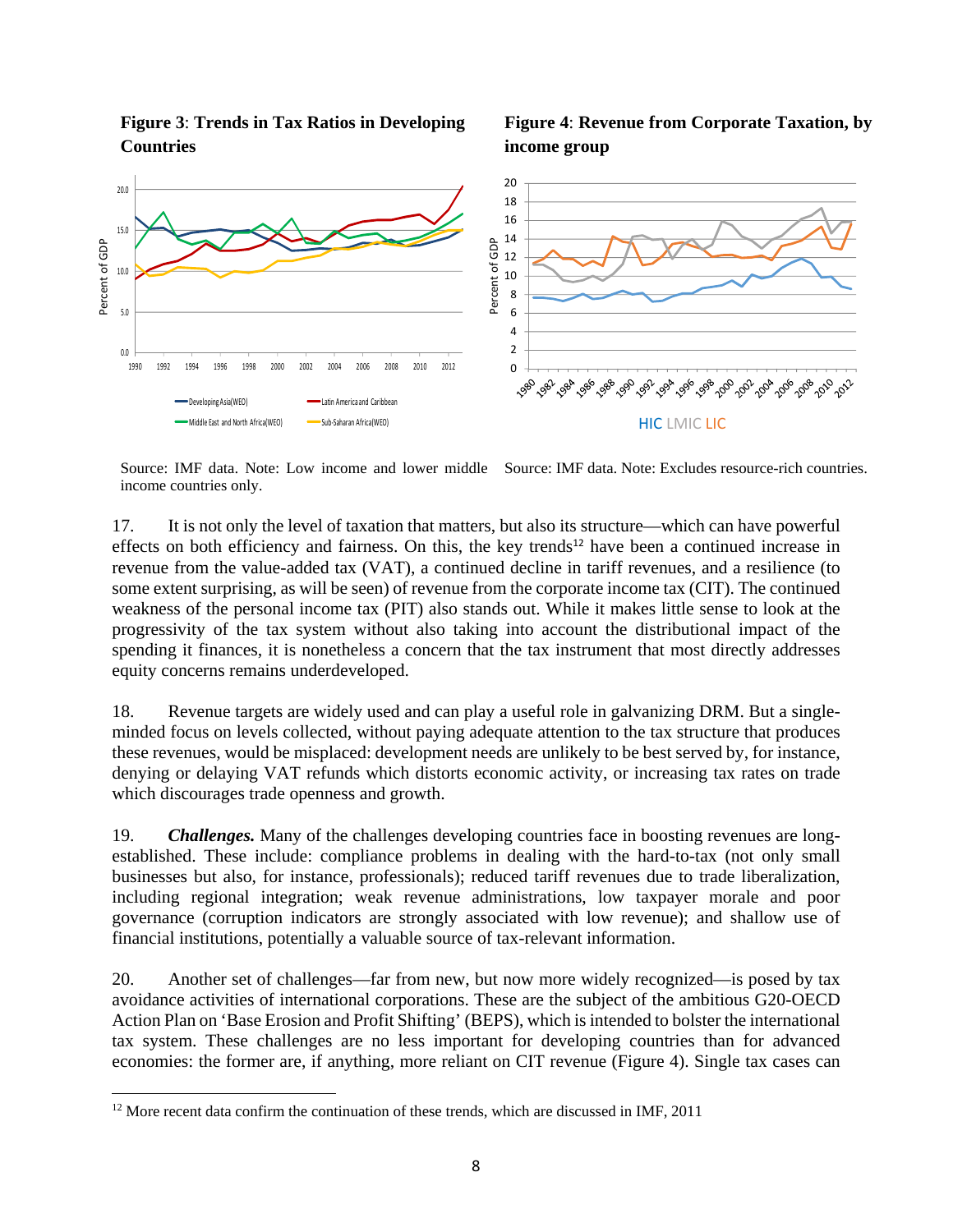**Figure 3**: **Trends in Tax Ratios in Developing Countries**

Source: IMF data. Note: Low income and lower middle income countries only.

**Figure 4**: **Revenue from Corporate Taxation, by income group**

Source: IMF data. Note: Excludes resource-rich countries.

17. It is not only the level of taxation that matters, but also its structure—which can have powerful effects on both efficiency and fairness. On this, the key trends[12] have been a continued increase in revenue from the value-added tax (VAT), a continued decline in tariff revenues, and a resilience (to some extent surprising, as will be seen) of revenue from the corporate income tax (CIT). The continued weakness of the personal income tax (PIT) also stands out. While it makes little sense to look at the progressivity of the tax system without also taking into account the distributional impact of the spending it finances, it is nonetheless a concern that the tax instrument that most directly addresses equity concerns remains underdeveloped.

18. Revenue targets are widely used and can play a useful role in galvanizing DRM. But a single-minded focus on levels collected, without paying adequate attention to the tax structure that produces these revenues, would be misplaced: development needs are unlikely to be best served by, for instance, denying or delaying VAT refunds which distorts economic activity, or increasing tax rates on trade which discourages trade openness and growth.

19. ***Challenges.*** Many of the challenges developing countries face in boosting revenues are long-established. These include: compliance problems in dealing with the hard-to-tax (not only small businesses but also, for instance, professionals); reduced tariff revenues due to trade liberalization, including regional integration; weak revenue administrations, low taxpayer morale and poor governance (corruption indicators are strongly associated with low revenue); and shallow use of financial institutions, potentially a valuable source of tax-relevant information.

20. Another set of challenges—far from new, but now more widely recognized—is posed by tax avoidance activities of international corporations. These are the subject of the ambitious G20-OECD Action Plan on 'Base Erosion and Profit Shifting' (BEPS), which is intended to bolster the international tax system. These challenges are no less important for developing countries than for advanced economies: the former are, if anything, more reliant on CIT revenue (Figure 4). Single tax cases can

[12] More recent data confirm the continuation of these trends, which are discussed in IMF, 2011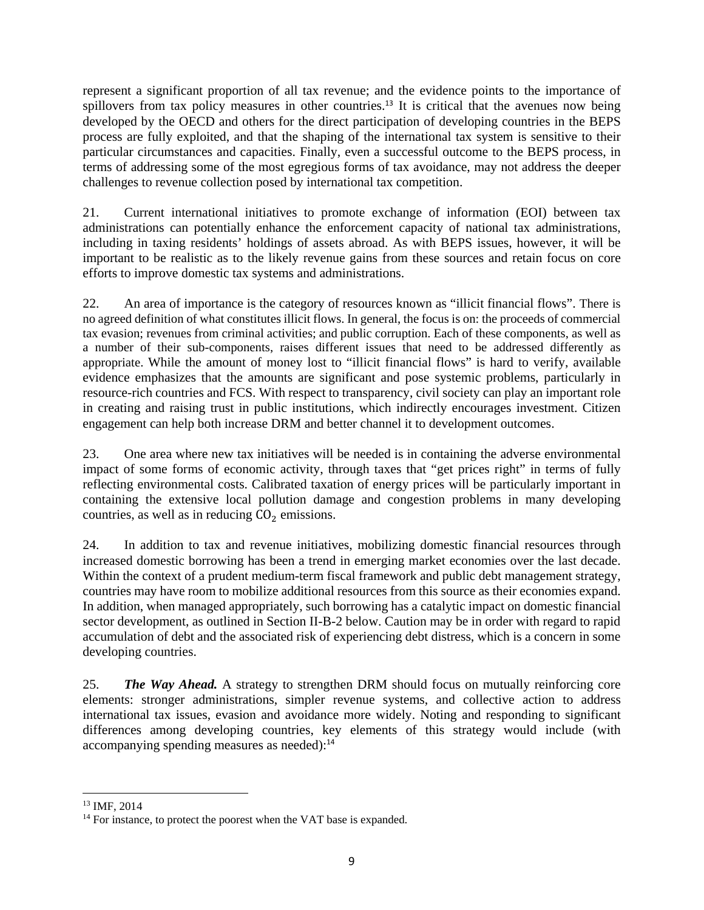represent a significant proportion of all tax revenue; and the evidence points to the importance of spillovers from tax policy measures in other countries.[13] It is critical that the avenues now being developed by the OECD and others for the direct participation of developing countries in the BEPS process are fully exploited, and that the shaping of the international tax system is sensitive to their particular circumstances and capacities. Finally, even a successful outcome to the BEPS process, in terms of addressing some of the most egregious forms of tax avoidance, may not address the deeper challenges to revenue collection posed by international tax competition.

21. Current international initiatives to promote exchange of information (EOI) between tax administrations can potentially enhance the enforcement capacity of national tax administrations, including in taxing residents' holdings of assets abroad. As with BEPS issues, however, it will be important to be realistic as to the likely revenue gains from these sources and retain focus on core efforts to improve domestic tax systems and administrations.

22. An area of importance is the category of resources known as "illicit financial flows". There is no agreed definition of what constitutes illicit flows. In general, the focus is on: the proceeds of commercial tax evasion; revenues from criminal activities; and public corruption. Each of these components, as well as a number of their sub-components, raises different issues that need to be addressed differently as appropriate. While the amount of money lost to "illicit financial flows" is hard to verify, available evidence emphasizes that the amounts are significant and pose systemic problems, particularly in resource-rich countries and FCS. With respect to transparency, civil society can play an important role in creating and raising trust in public institutions, which indirectly encourages investment. Citizen engagement can help both increase DRM and better channel it to development outcomes.

23. One area where new tax initiatives will be needed is in containing the adverse environmental impact of some forms of economic activity, through taxes that "get prices right" in terms of fully reflecting environmental costs. Calibrated taxation of energy prices will be particularly important in containing the extensive local pollution damage and congestion problems in many developing countries, as well as in reducing $CO_2$ emissions.

24. In addition to tax and revenue initiatives, mobilizing domestic financial resources through increased domestic borrowing has been a trend in emerging market economies over the last decade. Within the context of a prudent medium-term fiscal framework and public debt management strategy, countries may have room to mobilize additional resources from this source as their economies expand. In addition, when managed appropriately, such borrowing has a catalytic impact on domestic financial sector development, as outlined in Section II-B-2 below. Caution may be in order with regard to rapid accumulation of debt and the associated risk of experiencing debt distress, which is a concern in some developing countries.

25. ***The Way Ahead.*** A strategy to strengthen DRM should focus on mutually reinforcing core elements: stronger administrations, simpler revenue systems, and collective action to address international tax issues, evasion and avoidance more widely. Noting and responding to significant differences among developing countries, key elements of this strategy would include (with accompanying spending measures as needed):[14]

---

[13] IMF, 2014

[14] For instance, to protect the poorest when the VAT base is expanded.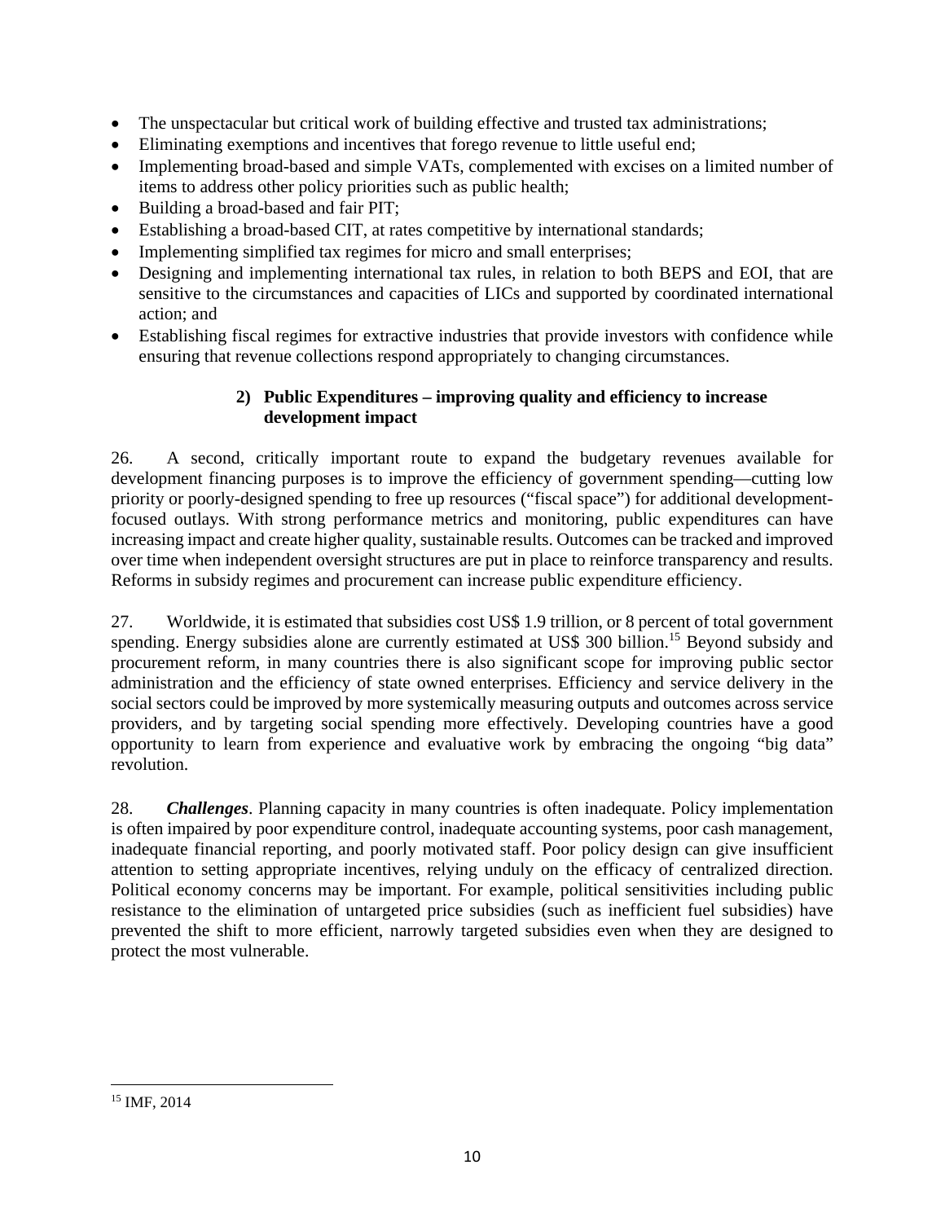- The unspectacular but critical work of building effective and trusted tax administrations;
- Eliminating exemptions and incentives that forego revenue to little useful end;
- Implementing broad-based and simple VATs, complemented with excises on a limited number of items to address other policy priorities such as public health;
- Building a broad-based and fair PIT;
- Establishing a broad-based CIT, at rates competitive by international standards;
- Implementing simplified tax regimes for micro and small enterprises;
- Designing and implementing international tax rules, in relation to both BEPS and EOI, that are sensitive to the circumstances and capacities of LICs and supported by coordinated international action; and
- Establishing fiscal regimes for extractive industries that provide investors with confidence while ensuring that revenue collections respond appropriately to changing circumstances.

### 2) Public Expenditures – improving quality and efficiency to increase development impact

26. A second, critically important route to expand the budgetary revenues available for development financing purposes is to improve the efficiency of government spending—cutting low priority or poorly-designed spending to free up resources ("fiscal space") for additional development-focused outlays. With strong performance metrics and monitoring, public expenditures can have increasing impact and create higher quality, sustainable results. Outcomes can be tracked and improved over time when independent oversight structures are put in place to reinforce transparency and results. Reforms in subsidy regimes and procurement can increase public expenditure efficiency.

27. Worldwide, it is estimated that subsidies cost US$ 1.9 trillion, or 8 percent of total government spending. Energy subsidies alone are currently estimated at US$ 300 billion.[15] Beyond subsidy and procurement reform, in many countries there is also significant scope for improving public sector administration and the efficiency of state owned enterprises. Efficiency and service delivery in the social sectors could be improved by more systemically measuring outputs and outcomes across service providers, and by targeting social spending more effectively. Developing countries have a good opportunity to learn from experience and evaluative work by embracing the ongoing "big data" revolution.

28. ***Challenges***. Planning capacity in many countries is often inadequate. Policy implementation is often impaired by poor expenditure control, inadequate accounting systems, poor cash management, inadequate financial reporting, and poorly motivated staff. Poor policy design can give insufficient attention to setting appropriate incentives, relying unduly on the efficacy of centralized direction. Political economy concerns may be important. For example, political sensitivities including public resistance to the elimination of untargeted price subsidies (such as inefficient fuel subsidies) have prevented the shift to more efficient, narrowly targeted subsidies even when they are designed to protect the most vulnerable.

---

[15] IMF, 2014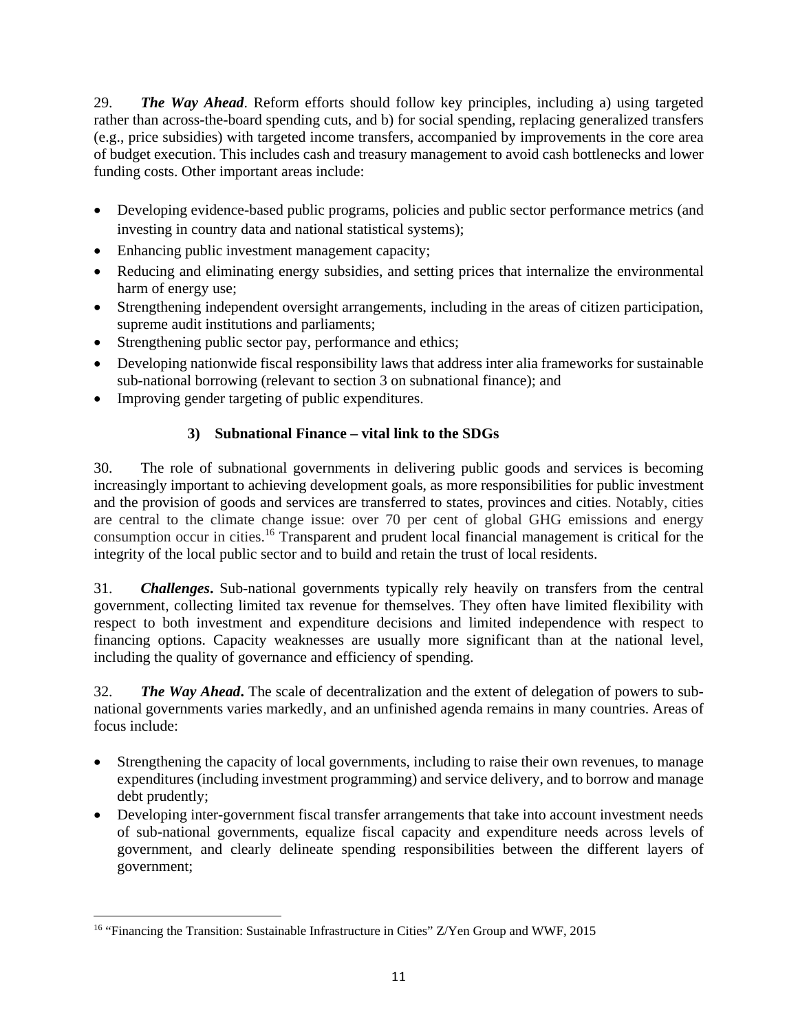29. ***The Way Ahead***. Reform efforts should follow key principles, including a) using targeted rather than across-the-board spending cuts, and b) for social spending, replacing generalized transfers (e.g., price subsidies) with targeted income transfers, accompanied by improvements in the core area of budget execution. This includes cash and treasury management to avoid cash bottlenecks and lower funding costs. Other important areas include:

- Developing evidence-based public programs, policies and public sector performance metrics (and investing in country data and national statistical systems);
- Enhancing public investment management capacity;
- Reducing and eliminating energy subsidies, and setting prices that internalize the environmental harm of energy use;
- Strengthening independent oversight arrangements, including in the areas of citizen participation, supreme audit institutions and parliaments;
- Strengthening public sector pay, performance and ethics;
- Developing nationwide fiscal responsibility laws that address inter alia frameworks for sustainable sub-national borrowing (relevant to section 3 on subnational finance); and
- Improving gender targeting of public expenditures.

### 3) Subnational Finance – vital link to the SDGs

30. The role of subnational governments in delivering public goods and services is becoming increasingly important to achieving development goals, as more responsibilities for public investment and the provision of goods and services are transferred to states, provinces and cities. Notably, cities are central to the climate change issue: over 70 per cent of global GHG emissions and energy consumption occur in cities.[16] Transparent and prudent local financial management is critical for the integrity of the local public sector and to build and retain the trust of local residents.

31. ***Challenges***. Sub-national governments typically rely heavily on transfers from the central government, collecting limited tax revenue for themselves. They often have limited flexibility with respect to both investment and expenditure decisions and limited independence with respect to financing options. Capacity weaknesses are usually more significant than at the national level, including the quality of governance and efficiency of spending.

32. ***The Way Ahead***. The scale of decentralization and the extent of delegation of powers to sub-national governments varies markedly, and an unfinished agenda remains in many countries. Areas of focus include:

- Strengthening the capacity of local governments, including to raise their own revenues, to manage expenditures (including investment programming) and service delivery, and to borrow and manage debt prudently;
- Developing inter-government fiscal transfer arrangements that take into account investment needs of sub-national governments, equalize fiscal capacity and expenditure needs across levels of government, and clearly delineate spending responsibilities between the different layers of government;

---

[16] "Financing the Transition: Sustainable Infrastructure in Cities" Z/Yen Group and WWF, 2015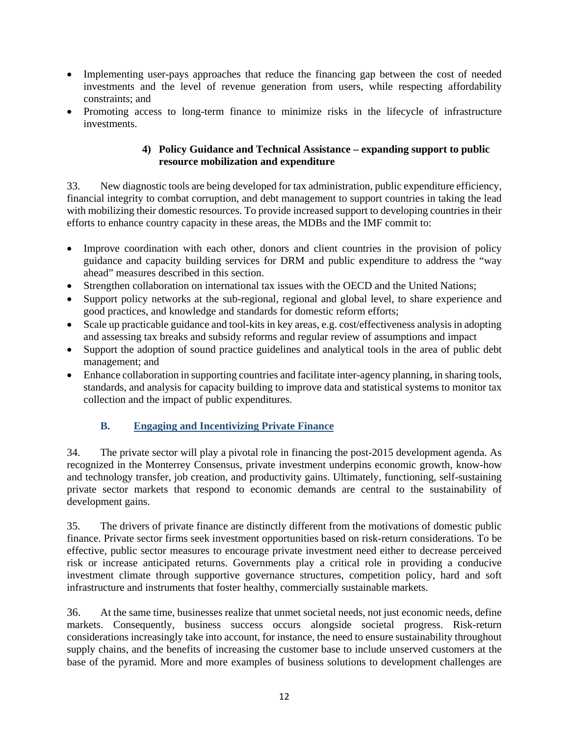- Implementing user-pays approaches that reduce the financing gap between the cost of needed investments and the level of revenue generation from users, while respecting affordability constraints; and
- Promoting access to long-term finance to minimize risks in the lifecycle of infrastructure investments.

#### 4) Policy Guidance and Technical Assistance – expanding support to public resource mobilization and expenditure

33. New diagnostic tools are being developed for tax administration, public expenditure efficiency, financial integrity to combat corruption, and debt management to support countries in taking the lead with mobilizing their domestic resources. To provide increased support to developing countries in their efforts to enhance country capacity in these areas, the MDBs and the IMF commit to:

- Improve coordination with each other, donors and client countries in the provision of policy guidance and capacity building services for DRM and public expenditure to address the "way ahead" measures described in this section.
- Strengthen collaboration on international tax issues with the OECD and the United Nations;
- Support policy networks at the sub-regional, regional and global level, to share experience and good practices, and knowledge and standards for domestic reform efforts;
- Scale up practicable guidance and tool-kits in key areas, e.g. cost/effectiveness analysis in adopting and assessing tax breaks and subsidy reforms and regular review of assumptions and impact
- Support the adoption of sound practice guidelines and analytical tools in the area of public debt management; and
- Enhance collaboration in supporting countries and facilitate inter-agency planning, in sharing tools, standards, and analysis for capacity building to improve data and statistical systems to monitor tax collection and the impact of public expenditures.

### B. Engaging and Incentivizing Private Finance

34. The private sector will play a pivotal role in financing the post-2015 development agenda. As recognized in the Monterrey Consensus, private investment underpins economic growth, know-how and technology transfer, job creation, and productivity gains. Ultimately, functioning, self-sustaining private sector markets that respond to economic demands are central to the sustainability of development gains.

35. The drivers of private finance are distinctly different from the motivations of domestic public finance. Private sector firms seek investment opportunities based on risk-return considerations. To be effective, public sector measures to encourage private investment need either to decrease perceived risk or increase anticipated returns. Governments play a critical role in providing a conducive investment climate through supportive governance structures, competition policy, hard and soft infrastructure and instruments that foster healthy, commercially sustainable markets.

36. At the same time, businesses realize that unmet societal needs, not just economic needs, define markets. Consequently, business success occurs alongside societal progress. Risk-return considerations increasingly take into account, for instance, the need to ensure sustainability throughout supply chains, and the benefits of increasing the customer base to include unserved customers at the base of the pyramid. More and more examples of business solutions to development challenges are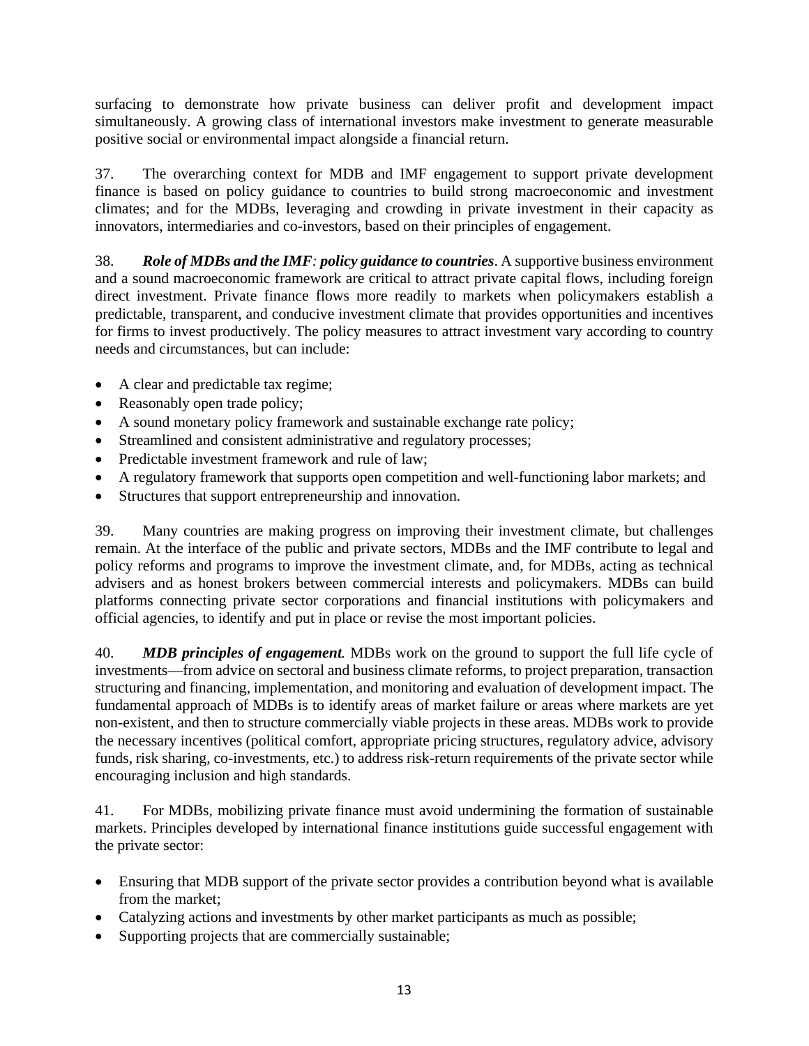surfacing to demonstrate how private business can deliver profit and development impact simultaneously. A growing class of international investors make investment to generate measurable positive social or environmental impact alongside a financial return.

37. The overarching context for MDB and IMF engagement to support private development finance is based on policy guidance to countries to build strong macroeconomic and investment climates; and for the MDBs, leveraging and crowding in private investment in their capacity as innovators, intermediaries and co-investors, based on their principles of engagement.

38. ***Role of MDBs and the IMF: policy guidance to countries***. A supportive business environment and a sound macroeconomic framework are critical to attract private capital flows, including foreign direct investment. Private finance flows more readily to markets when policymakers establish a predictable, transparent, and conducive investment climate that provides opportunities and incentives for firms to invest productively. The policy measures to attract investment vary according to country needs and circumstances, but can include:

- A clear and predictable tax regime;
- Reasonably open trade policy;
- A sound monetary policy framework and sustainable exchange rate policy;
- Streamlined and consistent administrative and regulatory processes;
- Predictable investment framework and rule of law;
- A regulatory framework that supports open competition and well-functioning labor markets; and
- Structures that support entrepreneurship and innovation.

39. Many countries are making progress on improving their investment climate, but challenges remain. At the interface of the public and private sectors, MDBs and the IMF contribute to legal and policy reforms and programs to improve the investment climate, and, for MDBs, acting as technical advisers and as honest brokers between commercial interests and policymakers. MDBs can build platforms connecting private sector corporations and financial institutions with policymakers and official agencies, to identify and put in place or revise the most important policies.

40. ***MDB principles of engagement***. MDBs work on the ground to support the full life cycle of investments—from advice on sectoral and business climate reforms, to project preparation, transaction structuring and financing, implementation, and monitoring and evaluation of development impact. The fundamental approach of MDBs is to identify areas of market failure or areas where markets are yet non-existent, and then to structure commercially viable projects in these areas. MDBs work to provide the necessary incentives (political comfort, appropriate pricing structures, regulatory advice, advisory funds, risk sharing, co-investments, etc.) to address risk-return requirements of the private sector while encouraging inclusion and high standards.

41. For MDBs, mobilizing private finance must avoid undermining the formation of sustainable markets. Principles developed by international finance institutions guide successful engagement with the private sector:

- Ensuring that MDB support of the private sector provides a contribution beyond what is available from the market;
- Catalyzing actions and investments by other market participants as much as possible;
- Supporting projects that are commercially sustainable;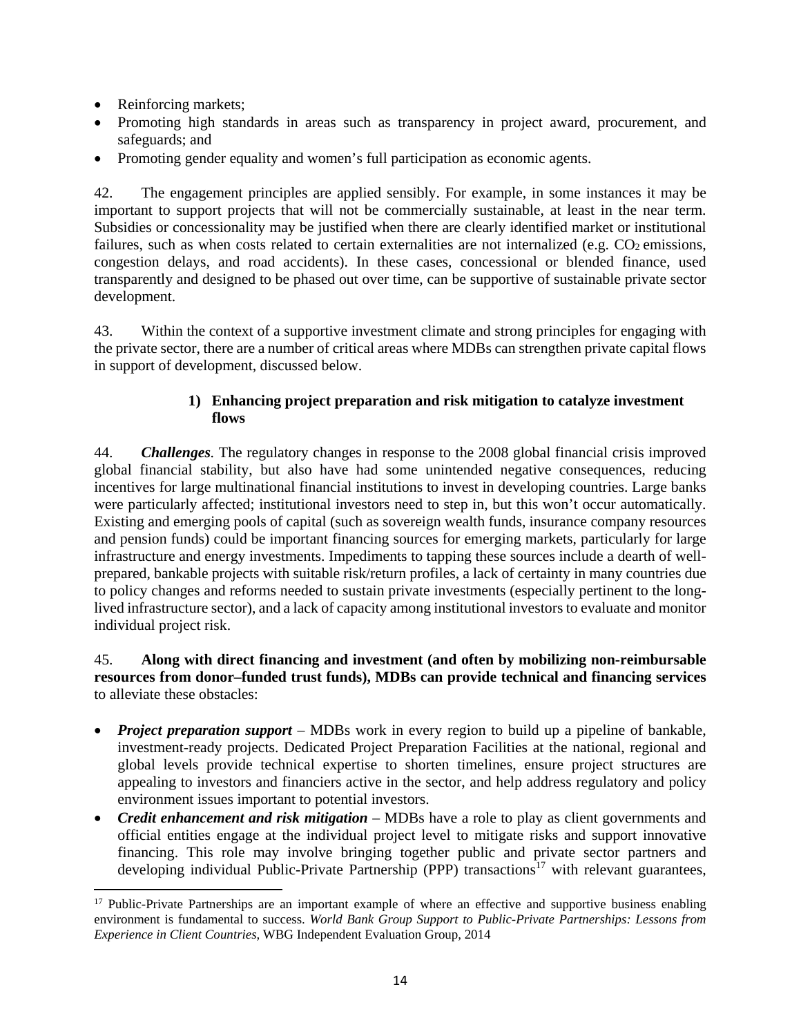- Reinforcing markets;
- Promoting high standards in areas such as transparency in project award, procurement, and safeguards; and
- Promoting gender equality and women's full participation as economic agents.

42. The engagement principles are applied sensibly. For example, in some instances it may be important to support projects that will not be commercially sustainable, at least in the near term. Subsidies or concessionality may be justified when there are clearly identified market or institutional failures, such as when costs related to certain externalities are not internalized (e.g. $CO_2$ emissions, congestion delays, and road accidents). In these cases, concessional or blended finance, used transparently and designed to be phased out over time, can be supportive of sustainable private sector development.

43. Within the context of a supportive investment climate and strong principles for engaging with the private sector, there are a number of critical areas where MDBs can strengthen private capital flows in support of development, discussed below.

### 1) Enhancing project preparation and risk mitigation to catalyze investment flows

44. ***Challenges.*** The regulatory changes in response to the 2008 global financial crisis improved global financial stability, but also have had some unintended negative consequences, reducing incentives for large multinational financial institutions to invest in developing countries. Large banks were particularly affected; institutional investors need to step in, but this won't occur automatically. Existing and emerging pools of capital (such as sovereign wealth funds, insurance company resources and pension funds) could be important financing sources for emerging markets, particularly for large infrastructure and energy investments. Impediments to tapping these sources include a dearth of well-prepared, bankable projects with suitable risk/return profiles, a lack of certainty in many countries due to policy changes and reforms needed to sustain private investments (especially pertinent to the long-lived infrastructure sector), and a lack of capacity among institutional investors to evaluate and monitor individual project risk.

45. **Along with direct financing and investment (and often by mobilizing non-reimbursable resources from donor–funded trust funds), MDBs can provide technical and financing services** to alleviate these obstacles:

- ***Project preparation support*** – MDBs work in every region to build up a pipeline of bankable, investment-ready projects. Dedicated Project Preparation Facilities at the national, regional and global levels provide technical expertise to shorten timelines, ensure project structures are appealing to investors and financiers active in the sector, and help address regulatory and policy environment issues important to potential investors.
- ***Credit enhancement and risk mitigation*** – MDBs have a role to play as client governments and official entities engage at the individual project level to mitigate risks and support innovative financing. This role may involve bringing together public and private sector partners and developing individual Public-Private Partnership (PPP) transactions[17] with relevant guarantees,

[17] Public-Private Partnerships are an important example of where an effective and supportive business enabling environment is fundamental to success. *World Bank Group Support to Public-Private Partnerships: Lessons from Experience in Client Countries,* WBG Independent Evaluation Group, 2014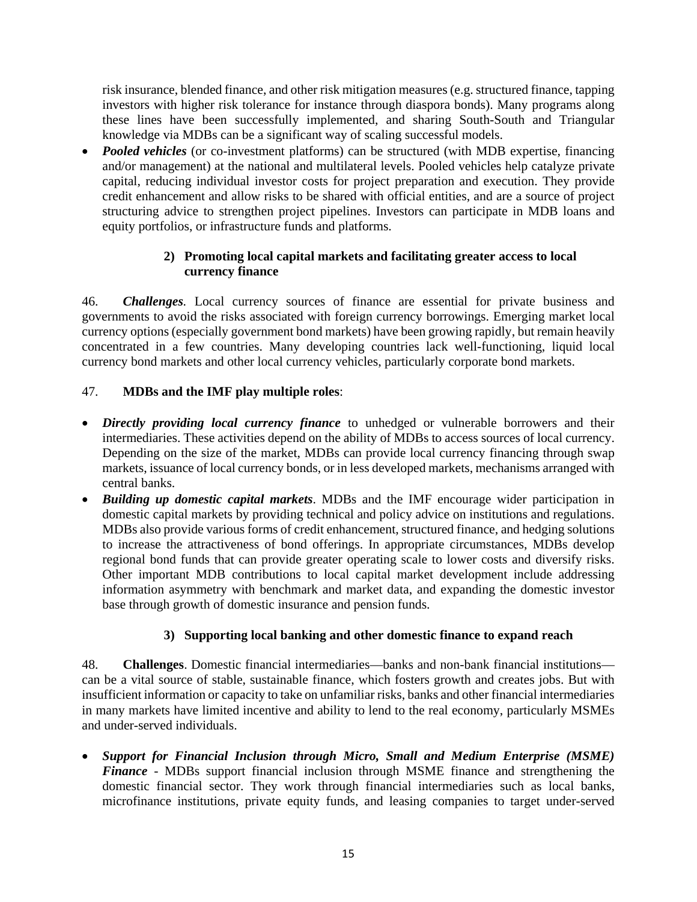risk insurance, blended finance, and other risk mitigation measures (e.g. structured finance, tapping investors with higher risk tolerance for instance through diaspora bonds). Many programs along these lines have been successfully implemented, and sharing South-South and Triangular knowledge via MDBs can be a significant way of scaling successful models.

- ***Pooled vehicles*** (or co-investment platforms) can be structured (with MDB expertise, financing and/or management) at the national and multilateral levels. Pooled vehicles help catalyze private capital, reducing individual investor costs for project preparation and execution. They provide credit enhancement and allow risks to be shared with official entities, and are a source of project structuring advice to strengthen project pipelines. Investors can participate in MDB loans and equity portfolios, or infrastructure funds and platforms.

### 2) Promoting local capital markets and facilitating greater access to local currency finance

46. ***Challenges.*** Local currency sources of finance are essential for private business and governments to avoid the risks associated with foreign currency borrowings. Emerging market local currency options (especially government bond markets) have been growing rapidly, but remain heavily concentrated in a few countries. Many developing countries lack well-functioning, liquid local currency bond markets and other local currency vehicles, particularly corporate bond markets.

47. **MDBs and the IMF play multiple roles**:

- ***Directly providing local currency finance*** to unhedged or vulnerable borrowers and their intermediaries. These activities depend on the ability of MDBs to access sources of local currency. Depending on the size of the market, MDBs can provide local currency financing through swap markets, issuance of local currency bonds, or in less developed markets, mechanisms arranged with central banks.
- ***Building up domestic capital markets***. MDBs and the IMF encourage wider participation in domestic capital markets by providing technical and policy advice on institutions and regulations. MDBs also provide various forms of credit enhancement, structured finance, and hedging solutions to increase the attractiveness of bond offerings. In appropriate circumstances, MDBs develop regional bond funds that can provide greater operating scale to lower costs and diversify risks. Other important MDB contributions to local capital market development include addressing information asymmetry with benchmark and market data, and expanding the domestic investor base through growth of domestic insurance and pension funds.

### 3) Supporting local banking and other domestic finance to expand reach

48. **Challenges**. Domestic financial intermediaries—banks and non-bank financial institutions—can be a vital source of stable, sustainable finance, which fosters growth and creates jobs. But with insufficient information or capacity to take on unfamiliar risks, banks and other financial intermediaries in many markets have limited incentive and ability to lend to the real economy, particularly MSMEs and under-served individuals.

- ***Support for Financial Inclusion through Micro, Small and Medium Enterprise (MSME) Finance*** - MDBs support financial inclusion through MSME finance and strengthening the domestic financial sector. They work through financial intermediaries such as local banks, microfinance institutions, private equity funds, and leasing companies to target under-served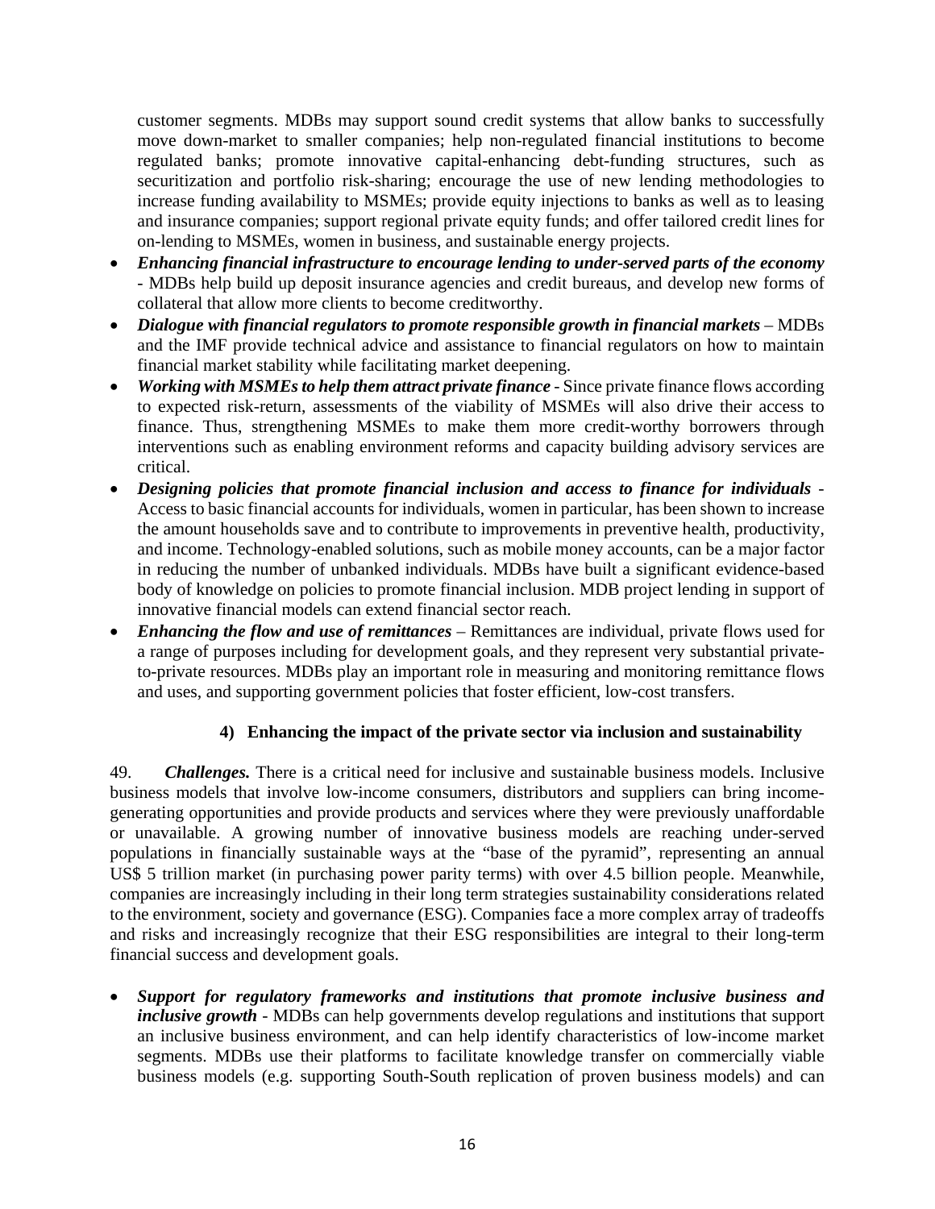customer segments. MDBs may support sound credit systems that allow banks to successfully move down-market to smaller companies; help non-regulated financial institutions to become regulated banks; promote innovative capital-enhancing debt-funding structures, such as securitization and portfolio risk-sharing; encourage the use of new lending methodologies to increase funding availability to MSMEs; provide equity injections to banks as well as to leasing and insurance companies; support regional private equity funds; and offer tailored credit lines for on-lending to MSMEs, women in business, and sustainable energy projects.

- ***Enhancing financial infrastructure to encourage lending to under-served parts of the economy*** - MDBs help build up deposit insurance agencies and credit bureaus, and develop new forms of collateral that allow more clients to become creditworthy.
- ***Dialogue with financial regulators to promote responsible growth in financial markets*** – MDBs and the IMF provide technical advice and assistance to financial regulators on how to maintain financial market stability while facilitating market deepening.
- ***Working with MSMEs to help them attract private finance*** - Since private finance flows according to expected risk-return, assessments of the viability of MSMEs will also drive their access to finance. Thus, strengthening MSMEs to make them more credit-worthy borrowers through interventions such as enabling environment reforms and capacity building advisory services are critical.
- ***Designing policies that promote financial inclusion and access to finance for individuals*** - Access to basic financial accounts for individuals, women in particular, has been shown to increase the amount households save and to contribute to improvements in preventive health, productivity, and income. Technology-enabled solutions, such as mobile money accounts, can be a major factor in reducing the number of unbanked individuals. MDBs have built a significant evidence-based body of knowledge on policies to promote financial inclusion. MDB project lending in support of innovative financial models can extend financial sector reach.
- ***Enhancing the flow and use of remittances*** – Remittances are individual, private flows used for a range of purposes including for development goals, and they represent very substantial private-to-private resources. MDBs play an important role in measuring and monitoring remittance flows and uses, and supporting government policies that foster efficient, low-cost transfers.

#### 4) Enhancing the impact of the private sector via inclusion and sustainability

49. ***Challenges.*** There is a critical need for inclusive and sustainable business models. Inclusive business models that involve low-income consumers, distributors and suppliers can bring income-generating opportunities and provide products and services where they were previously unaffordable or unavailable. A growing number of innovative business models are reaching under-served populations in financially sustainable ways at the "base of the pyramid", representing an annual US$ 5 trillion market (in purchasing power parity terms) with over 4.5 billion people. Meanwhile, companies are increasingly including in their long term strategies sustainability considerations related to the environment, society and governance (ESG). Companies face a more complex array of tradeoffs and risks and increasingly recognize that their ESG responsibilities are integral to their long-term financial success and development goals.

- ***Support for regulatory frameworks and institutions that promote inclusive business and inclusive growth*** - MDBs can help governments develop regulations and institutions that support an inclusive business environment, and can help identify characteristics of low-income market segments. MDBs use their platforms to facilitate knowledge transfer on commercially viable business models (e.g. supporting South-South replication of proven business models) and can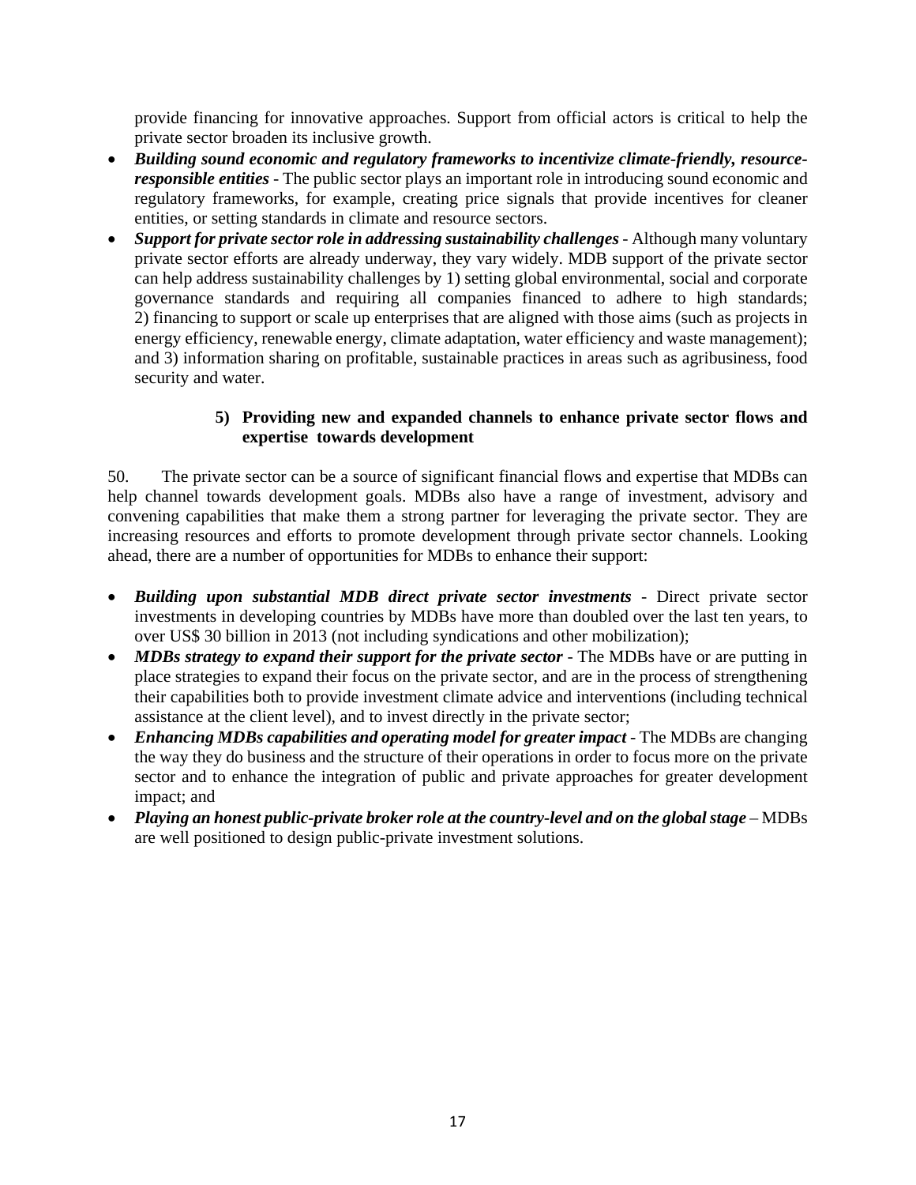provide financing for innovative approaches. Support from official actors is critical to help the private sector broaden its inclusive growth.

- ***Building sound economic and regulatory frameworks to incentivize climate-friendly, resource-responsible entities*** - The public sector plays an important role in introducing sound economic and regulatory frameworks, for example, creating price signals that provide incentives for cleaner entities, or setting standards in climate and resource sectors.
- ***Support for private sector role in addressing sustainability challenges*** - Although many voluntary private sector efforts are already underway, they vary widely. MDB support of the private sector can help address sustainability challenges by 1) setting global environmental, social and corporate governance standards and requiring all companies financed to adhere to high standards; 2) financing to support or scale up enterprises that are aligned with those aims (such as projects in energy efficiency, renewable energy, climate adaptation, water efficiency and waste management); and 3) information sharing on profitable, sustainable practices in areas such as agribusiness, food security and water.

**5) Providing new and expanded channels to enhance private sector flows and expertise towards development**

50. The private sector can be a source of significant financial flows and expertise that MDBs can help channel towards development goals. MDBs also have a range of investment, advisory and convening capabilities that make them a strong partner for leveraging the private sector. They are increasing resources and efforts to promote development through private sector channels. Looking ahead, there are a number of opportunities for MDBs to enhance their support:

- ***Building upon substantial MDB direct private sector investments*** - Direct private sector investments in developing countries by MDBs have more than doubled over the last ten years, to over US$ 30 billion in 2013 (not including syndications and other mobilization);
- ***MDBs strategy to expand their support for the private sector*** - The MDBs have or are putting in place strategies to expand their focus on the private sector, and are in the process of strengthening their capabilities both to provide investment climate advice and interventions (including technical assistance at the client level), and to invest directly in the private sector;
- ***Enhancing MDBs capabilities and operating model for greater impact*** - The MDBs are changing the way they do business and the structure of their operations in order to focus more on the private sector and to enhance the integration of public and private approaches for greater development impact; and
- ***Playing an honest public-private broker role at the country-level and on the global stage*** – MDBs are well positioned to design public-private investment solutions.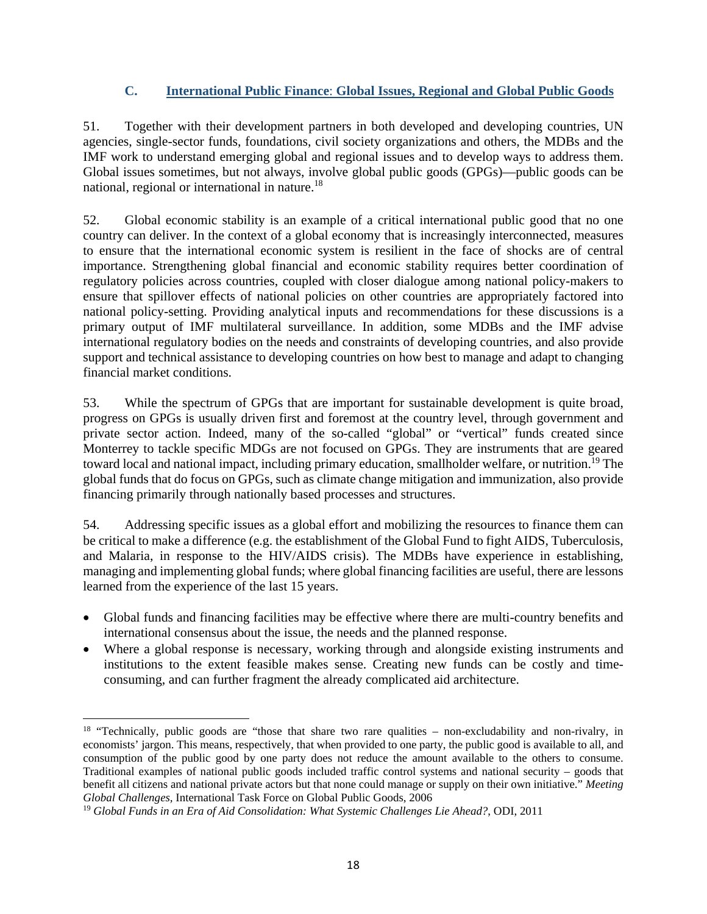### C. International Public Finance: Global Issues, Regional and Global Public Goods

51. Together with their development partners in both developed and developing countries, UN agencies, single-sector funds, foundations, civil society organizations and others, the MDBs and the IMF work to understand emerging global and regional issues and to develop ways to address them. Global issues sometimes, but not always, involve global public goods (GPGs)—public goods can be national, regional or international in nature.[18]

52. Global economic stability is an example of a critical international public good that no one country can deliver. In the context of a global economy that is increasingly interconnected, measures to ensure that the international economic system is resilient in the face of shocks are of central importance. Strengthening global financial and economic stability requires better coordination of regulatory policies across countries, coupled with closer dialogue among national policy-makers to ensure that spillover effects of national policies on other countries are appropriately factored into national policy-setting. Providing analytical inputs and recommendations for these discussions is a primary output of IMF multilateral surveillance. In addition, some MDBs and the IMF advise international regulatory bodies on the needs and constraints of developing countries, and also provide support and technical assistance to developing countries on how best to manage and adapt to changing financial market conditions.

53. While the spectrum of GPGs that are important for sustainable development is quite broad, progress on GPGs is usually driven first and foremost at the country level, through government and private sector action. Indeed, many of the so-called "global" or "vertical" funds created since Monterrey to tackle specific MDGs are not focused on GPGs. They are instruments that are geared toward local and national impact, including primary education, smallholder welfare, or nutrition.[19] The global funds that do focus on GPGs, such as climate change mitigation and immunization, also provide financing primarily through nationally based processes and structures.

54. Addressing specific issues as a global effort and mobilizing the resources to finance them can be critical to make a difference (e.g. the establishment of the Global Fund to fight AIDS, Tuberculosis, and Malaria, in response to the HIV/AIDS crisis). The MDBs have experience in establishing, managing and implementing global funds; where global financing facilities are useful, there are lessons learned from the experience of the last 15 years.

- Global funds and financing facilities may be effective where there are multi-country benefits and international consensus about the issue, the needs and the planned response.
- Where a global response is necessary, working through and alongside existing instruments and institutions to the extent feasible makes sense. Creating new funds can be costly and time-consuming, and can further fragment the already complicated aid architecture.

---

[18] "Technically, public goods are "those that share two rare qualities – non-excludability and non-rivalry, in economists' jargon. This means, respectively, that when provided to one party, the public good is available to all, and consumption of the public good by one party does not reduce the amount available to the others to consume. Traditional examples of national public goods included traffic control systems and national security – goods that benefit all citizens and national private actors but that none could manage or supply on their own initiative." *Meeting Global Challenges*, International Task Force on Global Public Goods, 2006

[19] *Global Funds in an Era of Aid Consolidation: What Systemic Challenges Lie Ahead?*, ODI, 2011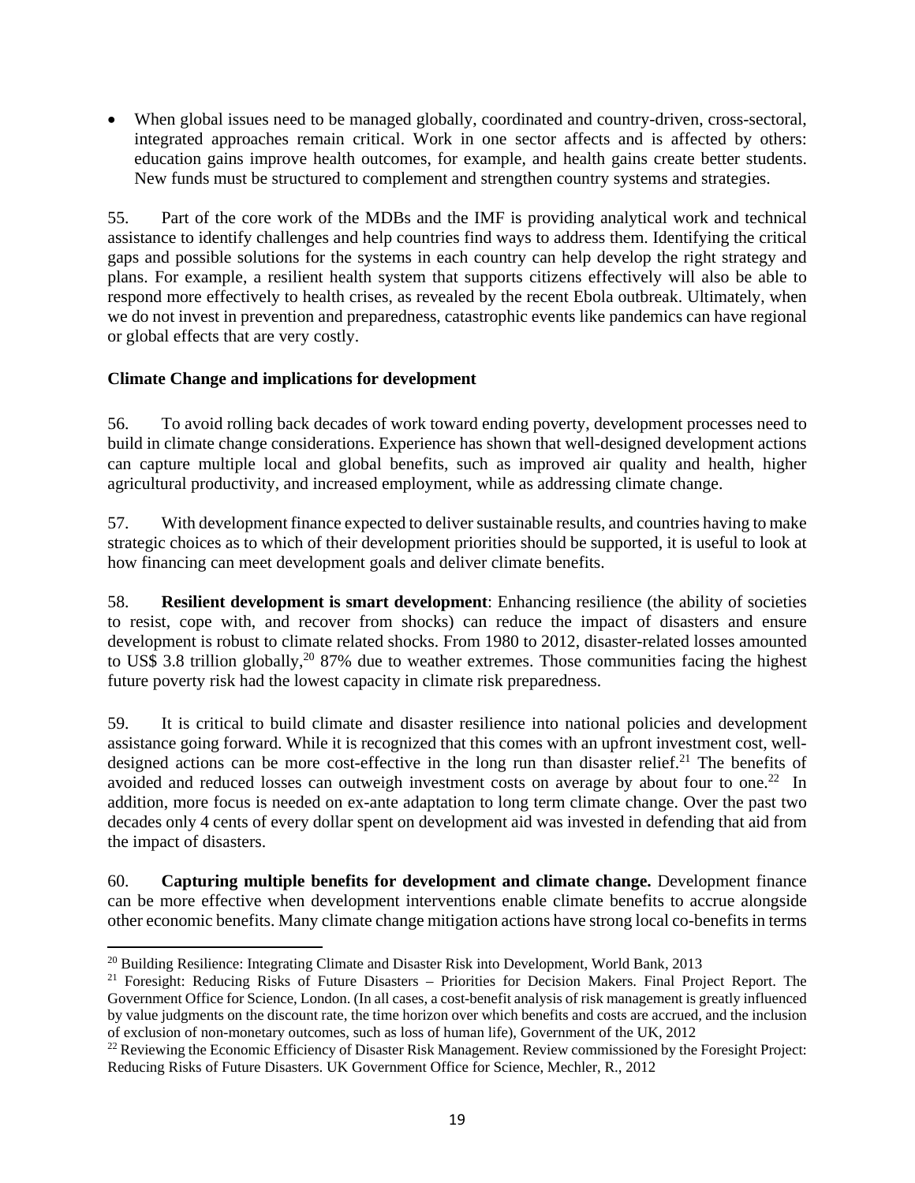- When global issues need to be managed globally, coordinated and country-driven, cross-sectoral, integrated approaches remain critical. Work in one sector affects and is affected by others: education gains improve health outcomes, for example, and health gains create better students. New funds must be structured to complement and strengthen country systems and strategies.

55. Part of the core work of the MDBs and the IMF is providing analytical work and technical assistance to identify challenges and help countries find ways to address them. Identifying the critical gaps and possible solutions for the systems in each country can help develop the right strategy and plans. For example, a resilient health system that supports citizens effectively will also be able to respond more effectively to health crises, as revealed by the recent Ebola outbreak. Ultimately, when we do not invest in prevention and preparedness, catastrophic events like pandemics can have regional or global effects that are very costly.

**Climate Change and implications for development**

56. To avoid rolling back decades of work toward ending poverty, development processes need to build in climate change considerations. Experience has shown that well-designed development actions can capture multiple local and global benefits, such as improved air quality and health, higher agricultural productivity, and increased employment, while as addressing climate change.

57. With development finance expected to deliver sustainable results, and countries having to make strategic choices as to which of their development priorities should be supported, it is useful to look at how financing can meet development goals and deliver climate benefits.

58. **Resilient development is smart development**: Enhancing resilience (the ability of societies to resist, cope with, and recover from shocks) can reduce the impact of disasters and ensure development is robust to climate related shocks. From 1980 to 2012, disaster-related losses amounted to US$ 3.8 trillion globally,[20] 87% due to weather extremes. Those communities facing the highest future poverty risk had the lowest capacity in climate risk preparedness.

59. It is critical to build climate and disaster resilience into national policies and development assistance going forward. While it is recognized that this comes with an upfront investment cost, well-designed actions can be more cost-effective in the long run than disaster relief.[21] The benefits of avoided and reduced losses can outweigh investment costs on average by about four to one.[22] In addition, more focus is needed on ex-ante adaptation to long term climate change. Over the past two decades only 4 cents of every dollar spent on development aid was invested in defending that aid from the impact of disasters.

60. **Capturing multiple benefits for development and climate change.** Development finance can be more effective when development interventions enable climate benefits to accrue alongside other economic benefits. Many climate change mitigation actions have strong local co-benefits in terms

---

[20] Building Resilience: Integrating Climate and Disaster Risk into Development, World Bank, 2013

[21] Foresight: Reducing Risks of Future Disasters – Priorities for Decision Makers. Final Project Report. The Government Office for Science, London. (In all cases, a cost-benefit analysis of risk management is greatly influenced by value judgments on the discount rate, the time horizon over which benefits and costs are accrued, and the inclusion of exclusion of non-monetary outcomes, such as loss of human life), Government of the UK, 2012

[22] Reviewing the Economic Efficiency of Disaster Risk Management. Review commissioned by the Foresight Project: Reducing Risks of Future Disasters. UK Government Office for Science, Mechler, R., 2012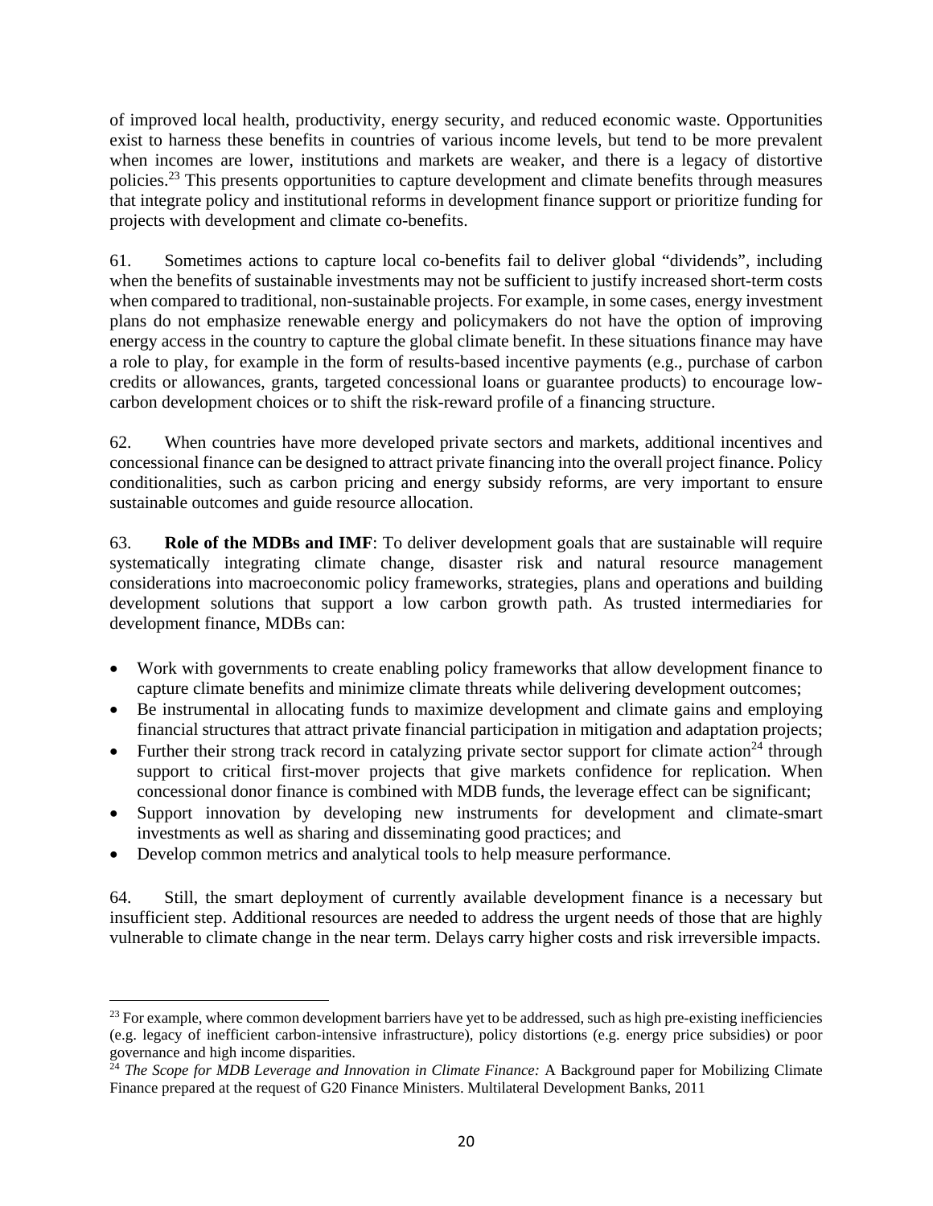of improved local health, productivity, energy security, and reduced economic waste. Opportunities exist to harness these benefits in countries of various income levels, but tend to be more prevalent when incomes are lower, institutions and markets are weaker, and there is a legacy of distortive policies.[23] This presents opportunities to capture development and climate benefits through measures that integrate policy and institutional reforms in development finance support or prioritize funding for projects with development and climate co-benefits.

61. Sometimes actions to capture local co-benefits fail to deliver global "dividends", including when the benefits of sustainable investments may not be sufficient to justify increased short-term costs when compared to traditional, non-sustainable projects. For example, in some cases, energy investment plans do not emphasize renewable energy and policymakers do not have the option of improving energy access in the country to capture the global climate benefit. In these situations finance may have a role to play, for example in the form of results-based incentive payments (e.g., purchase of carbon credits or allowances, grants, targeted concessional loans or guarantee products) to encourage low-carbon development choices or to shift the risk-reward profile of a financing structure.

62. When countries have more developed private sectors and markets, additional incentives and concessional finance can be designed to attract private financing into the overall project finance. Policy conditionalities, such as carbon pricing and energy subsidy reforms, are very important to ensure sustainable outcomes and guide resource allocation.

63. **Role of the MDBs and IMF**: To deliver development goals that are sustainable will require systematically integrating climate change, disaster risk and natural resource management considerations into macroeconomic policy frameworks, strategies, plans and operations and building development solutions that support a low carbon growth path. As trusted intermediaries for development finance, MDBs can:

- Work with governments to create enabling policy frameworks that allow development finance to capture climate benefits and minimize climate threats while delivering development outcomes;
- Be instrumental in allocating funds to maximize development and climate gains and employing financial structures that attract private financial participation in mitigation and adaptation projects;
- Further their strong track record in catalyzing private sector support for climate action[24] through support to critical first-mover projects that give markets confidence for replication. When concessional donor finance is combined with MDB funds, the leverage effect can be significant;
- Support innovation by developing new instruments for development and climate-smart investments as well as sharing and disseminating good practices; and
- Develop common metrics and analytical tools to help measure performance.

64. Still, the smart deployment of currently available development finance is a necessary but insufficient step. Additional resources are needed to address the urgent needs of those that are highly vulnerable to climate change in the near term. Delays carry higher costs and risk irreversible impacts.

---

[23] For example, where common development barriers have yet to be addressed, such as high pre-existing inefficiencies (e.g. legacy of inefficient carbon-intensive infrastructure), policy distortions (e.g. energy price subsidies) or poor governance and high income disparities.

[24] *The Scope for MDB Leverage and Innovation in Climate Finance:* A Background paper for Mobilizing Climate Finance prepared at the request of G20 Finance Ministers. Multilateral Development Banks, 2011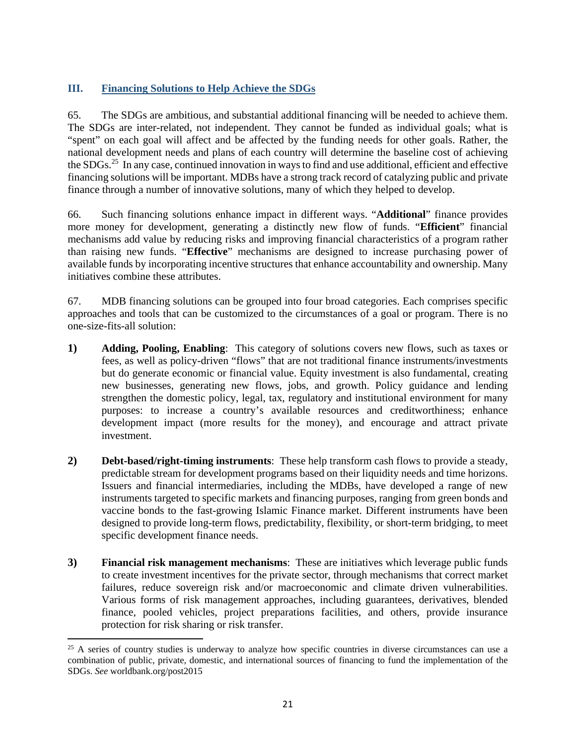## III. Financing Solutions to Help Achieve the SDGs

65. The SDGs are ambitious, and substantial additional financing will be needed to achieve them. The SDGs are inter-related, not independent. They cannot be funded as individual goals; what is "spent" on each goal will affect and be affected by the funding needs for other goals. Rather, the national development needs and plans of each country will determine the baseline cost of achieving the SDGs.[25] In any case, continued innovation in ways to find and use additional, efficient and effective financing solutions will be important. MDBs have a strong track record of catalyzing public and private finance through a number of innovative solutions, many of which they helped to develop.

66. Such financing solutions enhance impact in different ways. "**Additional**" finance provides more money for development, generating a distinctly new flow of funds. "**Efficient**" financial mechanisms add value by reducing risks and improving financial characteristics of a program rather than raising new funds. "**Effective**" mechanisms are designed to increase purchasing power of available funds by incorporating incentive structures that enhance accountability and ownership. Many initiatives combine these attributes.

67. MDB financing solutions can be grouped into four broad categories. Each comprises specific approaches and tools that can be customized to the circumstances of a goal or program. There is no one-size-fits-all solution:

1) **Adding, Pooling, Enabling**: This category of solutions covers new flows, such as taxes or fees, as well as policy-driven "flows" that are not traditional finance instruments/investments but do generate economic or financial value. Equity investment is also fundamental, creating new businesses, generating new flows, jobs, and growth. Policy guidance and lending strengthen the domestic policy, legal, tax, regulatory and institutional environment for many purposes: to increase a country's available resources and creditworthiness; enhance development impact (more results for the money), and encourage and attract private investment.

2) **Debt-based/right-timing instruments**: These help transform cash flows to provide a steady, predictable stream for development programs based on their liquidity needs and time horizons. Issuers and financial intermediaries, including the MDBs, have developed a range of new instruments targeted to specific markets and financing purposes, ranging from green bonds and vaccine bonds to the fast-growing Islamic Finance market. Different instruments have been designed to provide long-term flows, predictability, flexibility, or short-term bridging, to meet specific development finance needs.

3) **Financial risk management mechanisms**: These are initiatives which leverage public funds to create investment incentives for the private sector, through mechanisms that correct market failures, reduce sovereign risk and/or macroeconomic and climate driven vulnerabilities. Various forms of risk management approaches, including guarantees, derivatives, blended finance, pooled vehicles, project preparations facilities, and others, provide insurance protection for risk sharing or risk transfer.

---

[25] A series of country studies is underway to analyze how specific countries in diverse circumstances can use a combination of public, private, domestic, and international sources of financing to fund the implementation of the SDGs. *See* worldbank.org/post2015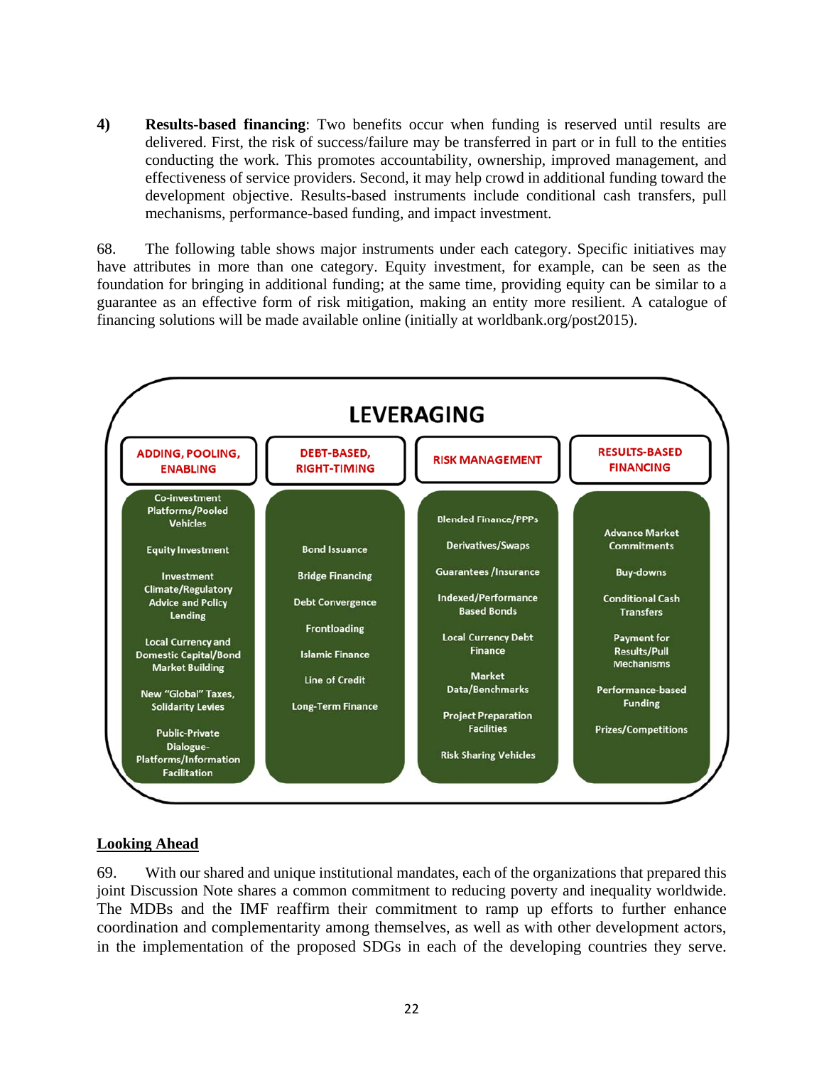4) **Results-based financing**: Two benefits occur when funding is reserved until results are delivered. First, the risk of success/failure may be transferred in part or in full to the entities conducting the work. This promotes accountability, ownership, improved management, and effectiveness of service providers. Second, it may help crowd in additional funding toward the development objective. Results-based instruments include conditional cash transfers, pull mechanisms, performance-based funding, and impact investment.

68. The following table shows major instruments under each category. Specific initiatives may have attributes in more than one category. Equity investment, for example, can be seen as the foundation for bringing in additional funding; at the same time, providing equity can be similar to a guarantee as an effective form of risk mitigation, making an entity more resilient. A catalogue of financing solutions will be made available online (initially at worldbank.org/post2015).

**LEVERAGING**

| ADDING, POOLING, ENABLING | DEBT-BASED, RIGHT-TIMING | RISK MANAGEMENT | RESULTS-BASED FINANCING |
|---|---|---|---|
| Co-investment Platforms/Pooled Vehicles | Bond Issuance | Blended Finance/PPPs | Advance Market Commitments |
| Equity Investment | Bridge Financing | Derivatives/Swaps | Buy-downs |
| Investment Climate/Regulatory Advice and Policy Lending | Debt Convergence | Guarantees /Insurance | Conditional Cash Transfers |
| Local Currency and Domestic Capital/Bond Market Building | Frontloading | Indexed/Performance Based Bonds | Payment for Results/Pull Mechanisms |
| New "Global" Taxes, Solidarity Levies | Islamic Finance | Local Currency Debt Finance | Performance-based Funding |
| Public-Private Dialogue-Platforms/Information Facilitation | Line of Credit | Market Data/Benchmarks | Prizes/Competitions |
| | Long-Term Finance | Project Preparation Facilities | |
| | | Risk Sharing Vehicles | |

## Looking Ahead

69. With our shared and unique institutional mandates, each of the organizations that prepared this joint Discussion Note shares a common commitment to reducing poverty and inequality worldwide. The MDBs and the IMF reaffirm their commitment to ramp up efforts to further enhance coordination and complementarity among themselves, as well as with other development actors, in the implementation of the proposed SDGs in each of the developing countries they serve.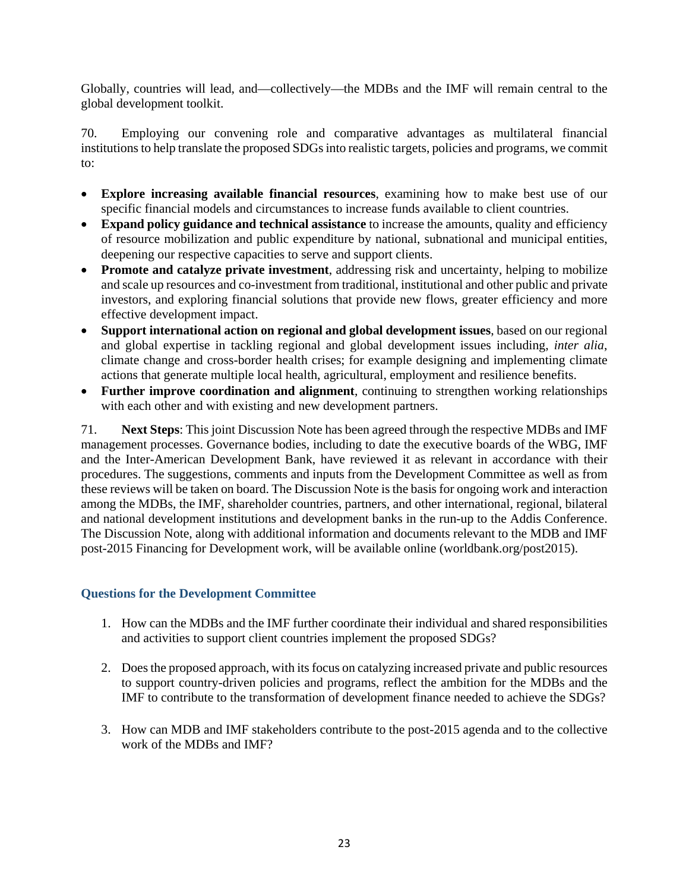Globally, countries will lead, and—collectively—the MDBs and the IMF will remain central to the global development toolkit.

70. Employing our convening role and comparative advantages as multilateral financial institutions to help translate the proposed SDGs into realistic targets, policies and programs, we commit to:

- **Explore increasing available financial resources**, examining how to make best use of our specific financial models and circumstances to increase funds available to client countries.
- **Expand policy guidance and technical assistance** to increase the amounts, quality and efficiency of resource mobilization and public expenditure by national, subnational and municipal entities, deepening our respective capacities to serve and support clients.
- **Promote and catalyze private investment**, addressing risk and uncertainty, helping to mobilize and scale up resources and co-investment from traditional, institutional and other public and private investors, and exploring financial solutions that provide new flows, greater efficiency and more effective development impact.
- **Support international action on regional and global development issues**, based on our regional and global expertise in tackling regional and global development issues including, *inter alia*, climate change and cross-border health crises; for example designing and implementing climate actions that generate multiple local health, agricultural, employment and resilience benefits.
- **Further improve coordination and alignment**, continuing to strengthen working relationships with each other and with existing and new development partners.

71. **Next Steps**: This joint Discussion Note has been agreed through the respective MDBs and IMF management processes. Governance bodies, including to date the executive boards of the WBG, IMF and the Inter-American Development Bank, have reviewed it as relevant in accordance with their procedures. The suggestions, comments and inputs from the Development Committee as well as from these reviews will be taken on board. The Discussion Note is the basis for ongoing work and interaction among the MDBs, the IMF, shareholder countries, partners, and other international, regional, bilateral and national development institutions and development banks in the run-up to the Addis Conference. The Discussion Note, along with additional information and documents relevant to the MDB and IMF post-2015 Financing for Development work, will be available online (worldbank.org/post2015).

## Questions for the Development Committee

1. How can the MDBs and the IMF further coordinate their individual and shared responsibilities and activities to support client countries implement the proposed SDGs?

2. Does the proposed approach, with its focus on catalyzing increased private and public resources to support country-driven policies and programs, reflect the ambition for the MDBs and the IMF to contribute to the transformation of development finance needed to achieve the SDGs?

3. How can MDB and IMF stakeholders contribute to the post-2015 agenda and to the collective work of the MDBs and IMF?